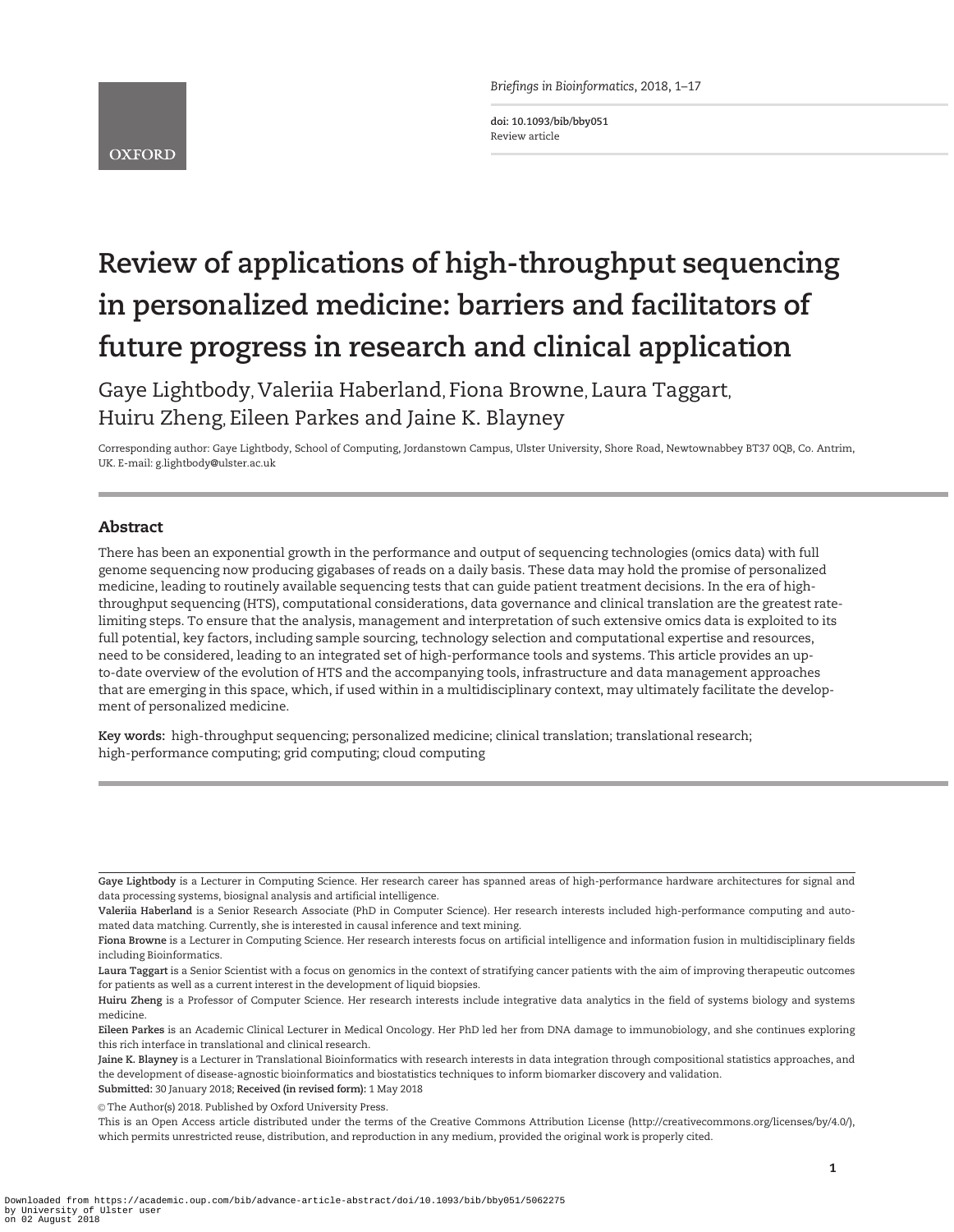doi: 10.1093/bib/bby051
Review article

# Review of applications of high-throughput sequencing in personalized medicine: barriers and facilitators of future progress in research and clinical application

Gaye Lightbody, Valeriia Haberland, Fiona Browne, Laura Taggart, Huiru Zheng, Eileen Parkes and Jaine K. Blayney

Corresponding author: Gaye Lightbody, School of Computing, Jordanstown Campus, Ulster University, Shore Road, Newtownabbey BT37 0QB, Co. Antrim, UK. E-mail: g.lightbody@ulster.ac.uk

## Abstract

There has been an exponential growth in the performance and output of sequencing technologies (omics data) with full genome sequencing now producing gigabases of reads on a daily basis. These data may hold the promise of personalized medicine, leading to routinely available sequencing tests that can guide patient treatment decisions. In the era of high-throughput sequencing (HTS), computational considerations, data governance and clinical translation are the greatest rate-limiting steps. To ensure that the analysis, management and interpretation of such extensive omics data is exploited to its full potential, key factors, including sample sourcing, technology selection and computational expertise and resources, need to be considered, leading to an integrated set of high-performance tools and systems. This article provides an up-to-date overview of the evolution of HTS and the accompanying tools, infrastructure and data management approaches that are emerging in this space, which, if used within in a multidisciplinary context, may ultimately facilitate the development of personalized medicine.

**Key words:** high-throughput sequencing; personalized medicine; clinical translation; translational research; high-performance computing; grid computing; cloud computing

**Gaye Lightbody** is a Lecturer in Computing Science. Her research career has spanned areas of high-performance hardware architectures for signal and data processing systems, biosignal analysis and artificial intelligence.

**Valeriia Haberland** is a Senior Research Associate (PhD in Computer Science). Her research interests included high-performance computing and automated data matching. Currently, she is interested in causal inference and text mining.

**Fiona Browne** is a Lecturer in Computing Science. Her research interests focus on artificial intelligence and information fusion in multidisciplinary fields including Bioinformatics.

**Laura Taggart** is a Senior Scientist with a focus on genomics in the context of stratifying cancer patients with the aim of improving therapeutic outcomes for patients as well as a current interest in the development of liquid biopsies.

**Huiru Zheng** is a Professor of Computer Science. Her research interests include integrative data analytics in the field of systems biology and systems medicine.

**Eileen Parkes** is an Academic Clinical Lecturer in Medical Oncology. Her PhD led her from DNA damage to immunobiology, and she continues exploring this rich interface in translational and clinical research.

**Jaine K. Blayney** is a Lecturer in Translational Bioinformatics with research interests in data integration through compositional statistics approaches, and the development of disease-agnostic bioinformatics and biostatistics techniques to inform biomarker discovery and validation.

**Submitted:** 30 January 2018; **Received (in revised form):** 1 May 2018

© The Author(s) 2018. Published by Oxford University Press.

This is an Open Access article distributed under the terms of the Creative Commons Attribution License (http://creativecommons.org/licenses/by/4.0/), which permits unrestricted reuse, distribution, and reproduction in any medium, provided the original work is properly cited.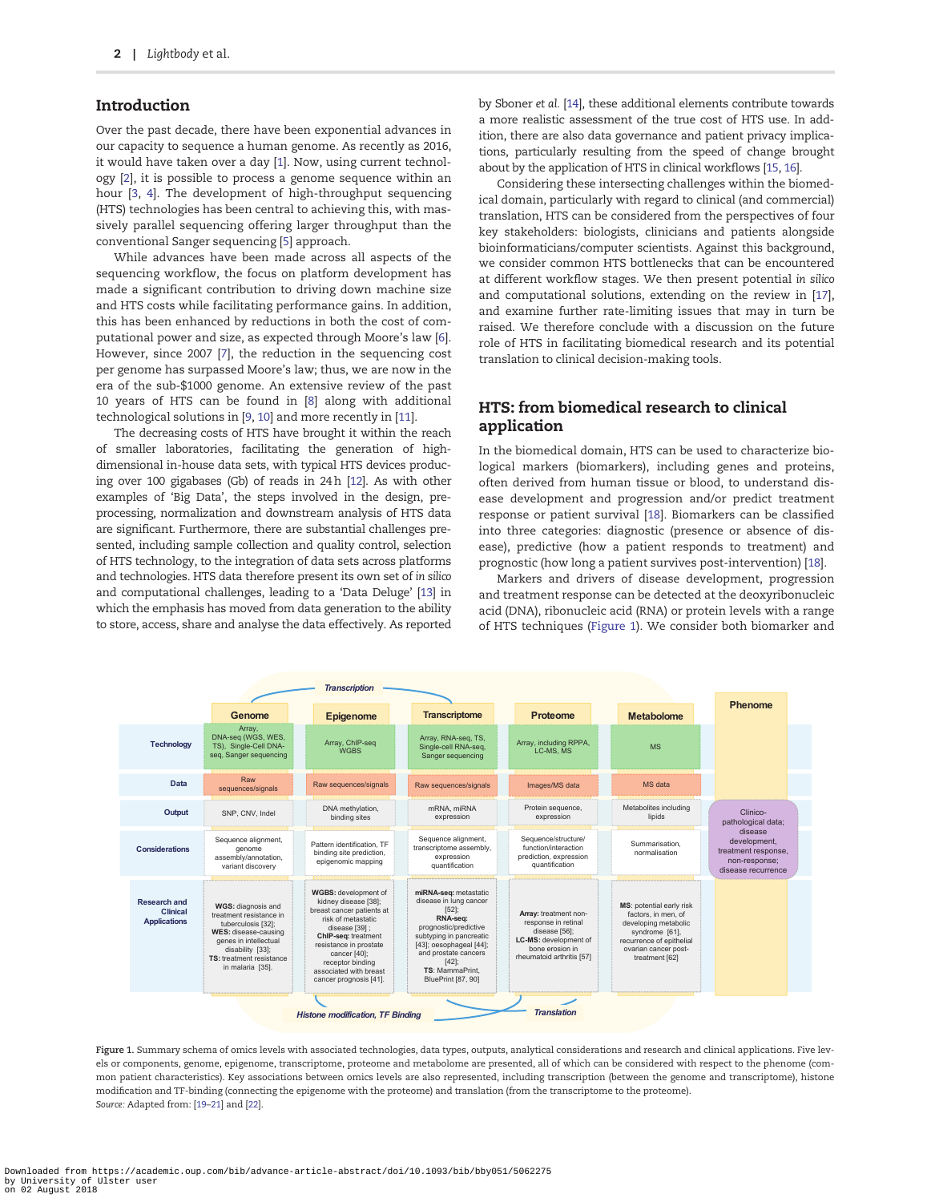## Introduction

Over the past decade, there have been exponential advances in our capacity to sequence a human genome. As recently as 2016, it would have taken over a day [1]. Now, using current technology [2], it is possible to process a genome sequence within an hour [3, 4]. The development of high-throughput sequencing (HTS) technologies has been central to achieving this, with massively parallel sequencing offering larger throughput than the conventional Sanger sequencing [5] approach.

While advances have been made across all aspects of the sequencing workflow, the focus on platform development has made a significant contribution to driving down machine size and HTS costs while facilitating performance gains. In addition, this has been enhanced by reductions in both the cost of computational power and size, as expected through Moore's law [6]. However, since 2007 [7], the reduction in the sequencing cost per genome has surpassed Moore's law; thus, we are now in the era of the sub-$1000 genome. An extensive review of the past 10 years of HTS can be found in [8] along with additional technological solutions in [9, 10] and more recently in [11].

The decreasing costs of HTS have brought it within the reach of smaller laboratories, facilitating the generation of high-dimensional in-house data sets, with typical HTS devices producing over 100 gigabases (Gb) of reads in 24 h [12]. As with other examples of 'Big Data', the steps involved in the design, pre-processing, normalization and downstream analysis of HTS data are significant. Furthermore, there are substantial challenges presented, including sample collection and quality control, selection of HTS technology, to the integration of data sets across platforms and technologies. HTS data therefore present its own set of *in silico* and computational challenges, leading to a 'Data Deluge' [13] in which the emphasis has moved from data generation to the ability to store, access, share and analyse the data effectively. As reported by Sboner *et al.* [14], these additional elements contribute towards a more realistic assessment of the true cost of HTS use. In addition, there are also data governance and patient privacy implications, particularly resulting from the speed of change brought about by the application of HTS in clinical workflows [15, 16].

Considering these intersecting challenges within the biomedical domain, particularly with regard to clinical (and commercial) translation, HTS can be considered from the perspectives of four key stakeholders: biologists, clinicians and patients alongside bioinformaticians/computer scientists. Against this background, we consider common HTS bottlenecks that can be encountered at different workflow stages. We then present potential *in silico* and computational solutions, extending on the review in [17], and examine further rate-limiting issues that may in turn be raised. We therefore conclude with a discussion on the future role of HTS in facilitating biomedical research and its potential translation to clinical decision-making tools.

## HTS: from biomedical research to clinical application

In the biomedical domain, HTS can be used to characterize biological markers (biomarkers), including genes and proteins, often derived from human tissue or blood, to understand disease development and progression and/or predict treatment response or patient survival [18]. Biomarkers can be classified into three categories: diagnostic (presence or absence of disease), predictive (how a patient responds to treatment) and prognostic (how long a patient survives post-intervention) [18].

Markers and drivers of disease development, progression and treatment response can be detected at the deoxyribonucleic acid (DNA), ribonucleic acid (RNA) or protein levels with a range of HTS techniques (Figure 1). We consider both biomarker and

| | Genome | Epigenome | Transcriptome | Proteome | Metabolome | Phenome |
|---|---|---|---|---|---|---|
| Technology | Array, DNA-seq (WGS, WES, TS), Single-Cell DNA-seq, Sanger sequencing | Array, ChIP-seq WGBS | Array, RNA-seq, TS, Single-cell RNA-seq, Sanger sequencing | Array, including RPPA, LC-MS, MS | MS | |
| Data | Raw sequences/signals | Raw sequences/signals | Raw sequences/signals | Images/MS data | MS data | |
| Output | SNP, CNV, Indel | DNA methylation, binding sites | mRNA, miRNA expression | Protein sequence, expression | Metabolites including lipids | Clinico-pathological data; disease development, treatment response, non-response; disease recurrence |
| Considerations | Sequence alignment, genome assembly/annotation, variant discovery | Pattern identification, TF binding site prediction, epigenomic mapping | Sequence alignment, transcriptome assembly, expression quantification | Sequence/structure/function/interaction prediction, expression quantification | Summarisation, normalisation | |
| Research and Clinical Applications | **WGS:** diagnosis and treatment resistance in tuberculosis [32]; **WES:** disease-causing genes in intellectual disability [33]; **TS:** treatment resistance in malaria [35]. | **WGBS:** development of kidney disease [38]; breast cancer patients at risk of metastatic disease [39]; **ChIP-seq:** treatment resistance in prostate cancer [40]; receptor binding associated with breast cancer prognosis [41]. | **miRNA-seq:** metastatic disease in lung cancer [52]; **RNA-seq:** prognostic/predictive subtyping in pancreatic [43]; oesophageal [44]; and prostate cancers [42]; **TS:** MammaPrint, BluePrint [87, 90] | **Array:** treatment non-response in retinal disease [56]; **LC-MS:** development of bone erosion in rheumatoid arthritis [57] | **MS:** potential early risk factors, in men, of developing metabolic syndrome [61], recurrence of epithelial ovarian cancer post-treatment [62] | |

Transcription (Genome – Transcriptome); Histone modification, TF Binding (Epigenome – Proteome); Translation (Transcriptome – Proteome)

**Figure 1.** Summary schema of omics levels with associated technologies, data types, outputs, analytical considerations and research and clinical applications. Five levels or components, genome, epigenome, transcriptome, proteome and metabolome are presented, all of which can be considered with respect to the phenome (common patient characteristics). Key associations between omics levels are also represented, including transcription (between the genome and transcriptome), histone modification and TF-binding (connecting the epigenome with the proteome) and translation (from the transcriptome to the proteome).
*Source:* Adapted from: [19–21] and [22].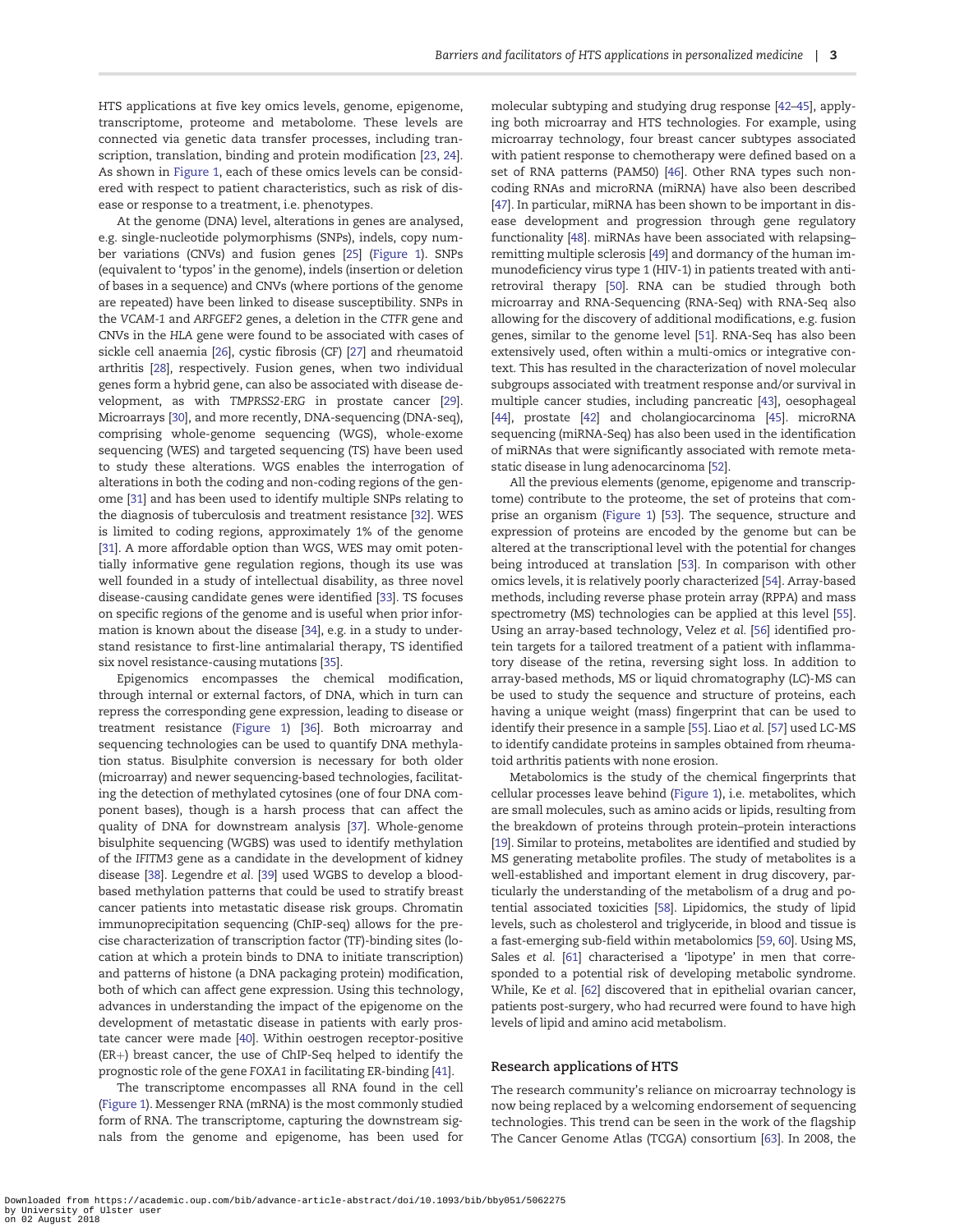HTS applications at five key omics levels, genome, epigenome, transcriptome, proteome and metabolome. These levels are connected via genetic data transfer processes, including transcription, translation, binding and protein modification [23, 24]. As shown in Figure 1, each of these omics levels can be considered with respect to patient characteristics, such as risk of disease or response to a treatment, i.e. phenotypes.

At the genome (DNA) level, alterations in genes are analysed, e.g. single-nucleotide polymorphisms (SNPs), indels, copy number variations (CNVs) and fusion genes [25] (Figure 1). SNPs (equivalent to 'typos' in the genome), indels (insertion or deletion of bases in a sequence) and CNVs (where portions of the genome are repeated) have been linked to disease susceptibility. SNPs in the *VCAM-1* and *ARFGEF2* genes, a deletion in the *CTFR* gene and CNVs in the *HLA* gene were found to be associated with cases of sickle cell anaemia [26], cystic fibrosis (CF) [27] and rheumatoid arthritis [28], respectively. Fusion genes, when two individual genes form a hybrid gene, can also be associated with disease development, as with *TMPRSS2-ERG* in prostate cancer [29]. Microarrays [30], and more recently, DNA-sequencing (DNA-seq), comprising whole-genome sequencing (WGS), whole-exome sequencing (WES) and targeted sequencing (TS) have been used to study these alterations. WGS enables the interrogation of alterations in both the coding and non-coding regions of the genome [31] and has been used to identify multiple SNPs relating to the diagnosis of tuberculosis and treatment resistance [32]. WES is limited to coding regions, approximately 1% of the genome [31]. A more affordable option than WGS, WES may omit potentially informative gene regulation regions, though its use was well founded in a study of intellectual disability, as three novel disease-causing candidate genes were identified [33]. TS focuses on specific regions of the genome and is useful when prior information is known about the disease [34], e.g. in a study to understand resistance to first-line antimalarial therapy, TS identified six novel resistance-causing mutations [35].

Epigenomics encompasses the chemical modification, through internal or external factors, of DNA, which in turn can repress the corresponding gene expression, leading to disease or treatment resistance (Figure 1) [36]. Both microarray and sequencing technologies can be used to quantify DNA methylation status. Bisulphite conversion is necessary for both older (microarray) and newer sequencing-based technologies, facilitating the detection of methylated cytosines (one of four DNA component bases), though is a harsh process that can affect the quality of DNA for downstream analysis [37]. Whole-genome bisulphite sequencing (WGBS) was used to identify methylation of the *IFITM3* gene as a candidate in the development of kidney disease [38]. Legendre *et al.* [39] used WGBS to develop a blood-based methylation patterns that could be used to stratify breast cancer patients into metastatic disease risk groups. Chromatin immunoprecipitation sequencing (ChIP-seq) allows for the precise characterization of transcription factor (TF)-binding sites (location at which a protein binds to DNA to initiate transcription) and patterns of histone (a DNA packaging protein) modification, both of which can affect gene expression. Using this technology, advances in understanding the impact of the epigenome on the development of metastatic disease in patients with early prostate cancer were made [40]. Within oestrogen receptor-positive (ER+) breast cancer, the use of ChIP-Seq helped to identify the prognostic role of the gene *FOXA1* in facilitating ER-binding [41].

The transcriptome encompasses all RNA found in the cell (Figure 1). Messenger RNA (mRNA) is the most commonly studied form of RNA. The transcriptome, capturing the downstream signals from the genome and epigenome, has been used for molecular subtyping and studying drug response [42–45], applying both microarray and HTS technologies. For example, using microarray technology, four breast cancer subtypes associated with patient response to chemotherapy were defined based on a set of RNA patterns (PAM50) [46]. Other RNA types such non-coding RNAs and microRNA (miRNA) have also been described [47]. In particular, miRNA has been shown to be important in disease development and progression through gene regulatory functionality [48]. miRNAs have been associated with relapsing–remitting multiple sclerosis [49] and dormancy of the human immunodeficiency virus type 1 (HIV-1) in patients treated with antiretroviral therapy [50]. RNA can be studied through both microarray and RNA-Sequencing (RNA-Seq) with RNA-Seq also allowing for the discovery of additional modifications, e.g. fusion genes, similar to the genome level [51]. RNA-Seq has also been extensively used, often within a multi-omics or integrative context. This has resulted in the characterization of novel molecular subgroups associated with treatment response and/or survival in multiple cancer studies, including pancreatic [43], oesophageal [44], prostate [42] and cholangiocarcinoma [45]. microRNA sequencing (miRNA-Seq) has also been used in the identification of miRNAs that were significantly associated with remote metastatic disease in lung adenocarcinoma [52].

All the previous elements (genome, epigenome and transcriptome) contribute to the proteome, the set of proteins that comprise an organism (Figure 1) [53]. The sequence, structure and expression of proteins are encoded by the genome but can be altered at the transcriptional level with the potential for changes being introduced at translation [53]. In comparison with other omics levels, it is relatively poorly characterized [54]. Array-based methods, including reverse phase protein array (RPPA) and mass spectrometry (MS) technologies can be applied at this level [55]. Using an array-based technology, Velez *et al.* [56] identified protein targets for a tailored treatment of a patient with inflammatory disease of the retina, reversing sight loss. In addition to array-based methods, MS or liquid chromatography (LC)-MS can be used to study the sequence and structure of proteins, each having a unique weight (mass) fingerprint that can be used to identify their presence in a sample [55]. Liao *et al.* [57] used LC-MS to identify candidate proteins in samples obtained from rheumatoid arthritis patients with none erosion.

Metabolomics is the study of the chemical fingerprints that cellular processes leave behind (Figure 1), i.e. metabolites, which are small molecules, such as amino acids or lipids, resulting from the breakdown of proteins through protein–protein interactions [19]. Similar to proteins, metabolites are identified and studied by MS generating metabolite profiles. The study of metabolites is a well-established and important element in drug discovery, particularly the understanding of the metabolism of a drug and potential associated toxicities [58]. Lipidomics, the study of lipid levels, such as cholesterol and triglyceride, in blood and tissue is a fast-emerging sub-field within metabolomics [59, 60]. Using MS, Sales *et al.* [61] characterised a 'lipotype' in men that corresponded to a potential risk of developing metabolic syndrome. While, Ke *et al.* [62] discovered that in epithelial ovarian cancer, patients post-surgery, who had recurred were found to have high levels of lipid and amino acid metabolism.

## Research applications of HTS

The research community's reliance on microarray technology is now being replaced by a welcoming endorsement of sequencing technologies. This trend can be seen in the work of the flagship The Cancer Genome Atlas (TCGA) consortium [63]. In 2008, the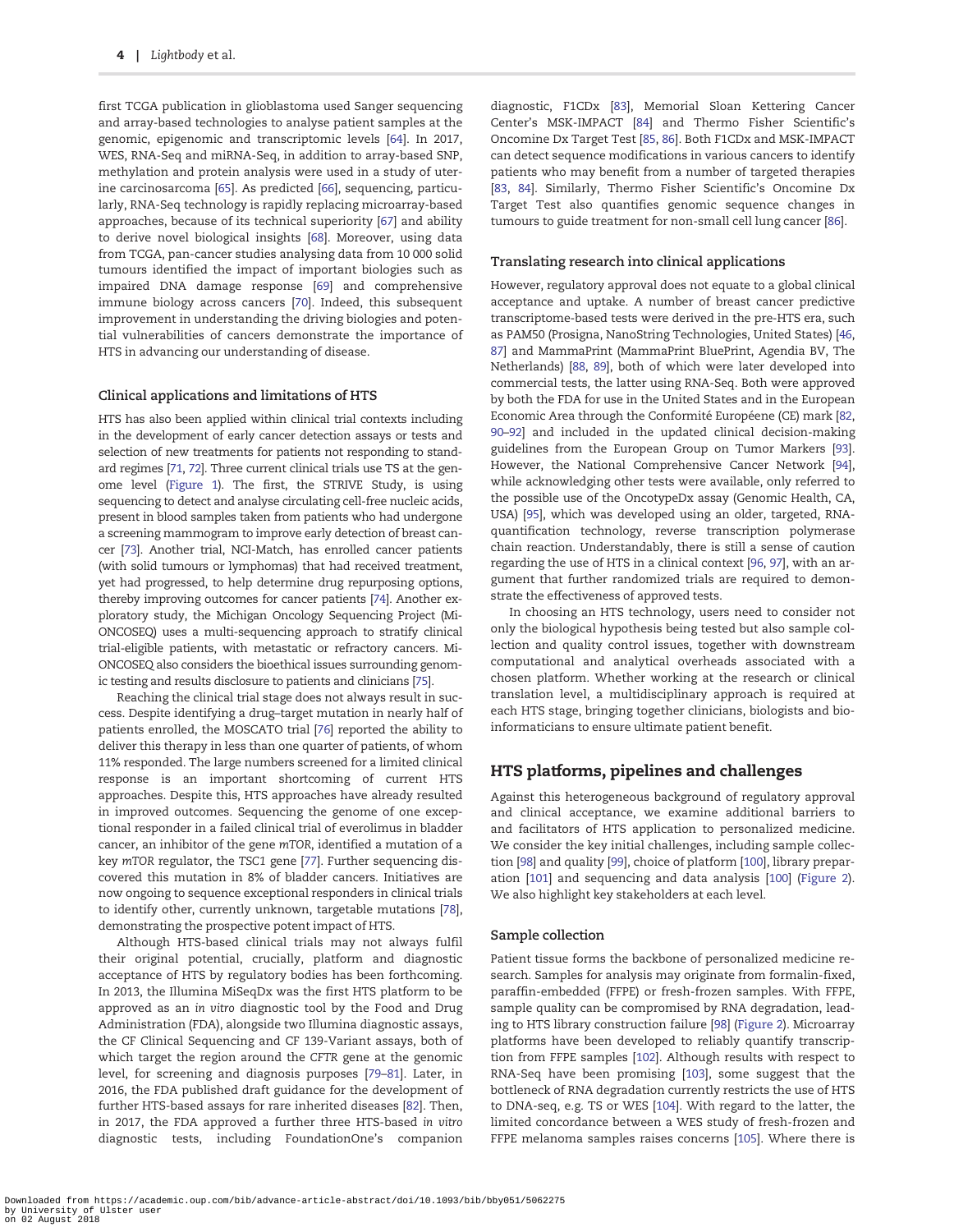first TCGA publication in glioblastoma used Sanger sequencing and array-based technologies to analyse patient samples at the genomic, epigenomic and transcriptomic levels [64]. In 2017, WES, RNA-Seq and miRNA-Seq, in addition to array-based SNP, methylation and protein analysis were used in a study of uterine carcinosarcoma [65]. As predicted [66], sequencing, particularly, RNA-Seq technology is rapidly replacing microarray-based approaches, because of its technical superiority [67] and ability to derive novel biological insights [68]. Moreover, using data from TCGA, pan-cancer studies analysing data from 10 000 solid tumours identified the impact of important biologies such as impaired DNA damage response [69] and comprehensive immune biology across cancers [70]. Indeed, this subsequent improvement in understanding the driving biologies and potential vulnerabilities of cancers demonstrate the importance of HTS in advancing our understanding of disease.

### Clinical applications and limitations of HTS

HTS has also been applied within clinical trial contexts including in the development of early cancer detection assays or tests and selection of new treatments for patients not responding to standard regimes [71, 72]. Three current clinical trials use TS at the genome level (Figure 1). The first, the STRIVE Study, is using sequencing to detect and analyse circulating cell-free nucleic acids, present in blood samples taken from patients who had undergone a screening mammogram to improve early detection of breast cancer [73]. Another trial, NCI-Match, has enrolled cancer patients (with solid tumours or lymphomas) that had received treatment, yet had progressed, to help determine drug repurposing options, thereby improving outcomes for cancer patients [74]. Another exploratory study, the Michigan Oncology Sequencing Project (Mi-ONCOSEQ) uses a multi-sequencing approach to stratify clinical trial-eligible patients, with metastatic or refractory cancers. Mi-ONCOSEQ also considers the bioethical issues surrounding genomic testing and results disclosure to patients and clinicians [75].

Reaching the clinical trial stage does not always result in success. Despite identifying a drug–target mutation in nearly half of patients enrolled, the MOSCATO trial [76] reported the ability to deliver this therapy in less than one quarter of patients, of whom 11% responded. The large numbers screened for a limited clinical response is an important shortcoming of current HTS approaches. Despite this, HTS approaches have already resulted in improved outcomes. Sequencing the genome of one exceptional responder in a failed clinical trial of everolimus in bladder cancer, an inhibitor of the gene *mTOR*, identified a mutation of a key *mTOR* regulator, the *TSC1* gene [77]. Further sequencing discovered this mutation in 8% of bladder cancers. Initiatives are now ongoing to sequence exceptional responders in clinical trials to identify other, currently unknown, targetable mutations [78], demonstrating the prospective potent impact of HTS.

Although HTS-based clinical trials may not always fulfil their original potential, crucially, platform and diagnostic acceptance of HTS by regulatory bodies has been forthcoming. In 2013, the Illumina MiSeqDx was the first HTS platform to be approved as an *in vitro* diagnostic tool by the Food and Drug Administration (FDA), alongside two Illumina diagnostic assays, the CF Clinical Sequencing and CF 139-Variant assays, both of which target the region around the *CFTR* gene at the genomic level, for screening and diagnosis purposes [79–81]. Later, in 2016, the FDA published draft guidance for the development of further HTS-based assays for rare inherited diseases [82]. Then, in 2017, the FDA approved a further three HTS-based *in vitro* diagnostic tests, including FoundationOne's companion diagnostic, F1CDx [83], Memorial Sloan Kettering Cancer Center's MSK-IMPACT [84] and Thermo Fisher Scientific's Oncomine Dx Target Test [85, 86]. Both F1CDx and MSK-IMPACT can detect sequence modifications in various cancers to identify patients who may benefit from a number of targeted therapies [83, 84]. Similarly, Thermo Fisher Scientific's Oncomine Dx Target Test also quantifies genomic sequence changes in tumours to guide treatment for non-small cell lung cancer [86].

### Translating research into clinical applications

However, regulatory approval does not equate to a global clinical acceptance and uptake. A number of breast cancer predictive transcriptome-based tests were derived in the pre-HTS era, such as PAM50 (Prosigna, NanoString Technologies, United States) [46, 87] and MammaPrint (MammaPrint BluePrint, Agendia BV, The Netherlands) [88, 89], both of which were later developed into commercial tests, the latter using RNA-Seq. Both were approved by both the FDA for use in the United States and in the European Economic Area through the Conformitée Européene (CE) mark [82, 90–92] and included in the updated clinical decision-making guidelines from the European Group on Tumor Markers [93]. However, the National Comprehensive Cancer Network [94], while acknowledging other tests were available, only referred to the possible use of the OncotypeDx assay (Genomic Health, CA, USA) [95], which was developed using an older, targeted, RNA-quantification technology, reverse transcription polymerase chain reaction. Understandably, there is still a sense of caution regarding the use of HTS in a clinical context [96, 97], with an argument that further randomized trials are required to demonstrate the effectiveness of approved tests.

In choosing an HTS technology, users need to consider not only the biological hypothesis being tested but also sample collection and quality control issues, together with downstream computational and analytical overheads associated with a chosen platform. Whether working at the research or clinical translation level, a multidisciplinary approach is required at each HTS stage, bringing together clinicians, biologists and bioinformaticians to ensure ultimate patient benefit.

## HTS platforms, pipelines and challenges

Against this heterogeneous background of regulatory approval and clinical acceptance, we examine additional barriers to and facilitators of HTS application to personalized medicine. We consider the key initial challenges, including sample collection [98] and quality [99], choice of platform [100], library preparation [101] and sequencing and data analysis [100] (Figure 2). We also highlight key stakeholders at each level.

### Sample collection

Patient tissue forms the backbone of personalized medicine research. Samples for analysis may originate from formalin-fixed, paraffin-embedded (FFPE) or fresh-frozen samples. With FFPE, sample quality can be compromised by RNA degradation, leading to HTS library construction failure [98] (Figure 2). Microarray platforms have been developed to reliably quantify transcription from FFPE samples [102]. Although results with respect to RNA-Seq have been promising [103], some suggest that the bottleneck of RNA degradation currently restricts the use of HTS to DNA-seq, e.g. TS or WES [104]. With regard to the latter, the limited concordance between a WES study of fresh-frozen and FFPE melanoma samples raises concerns [105]. Where there is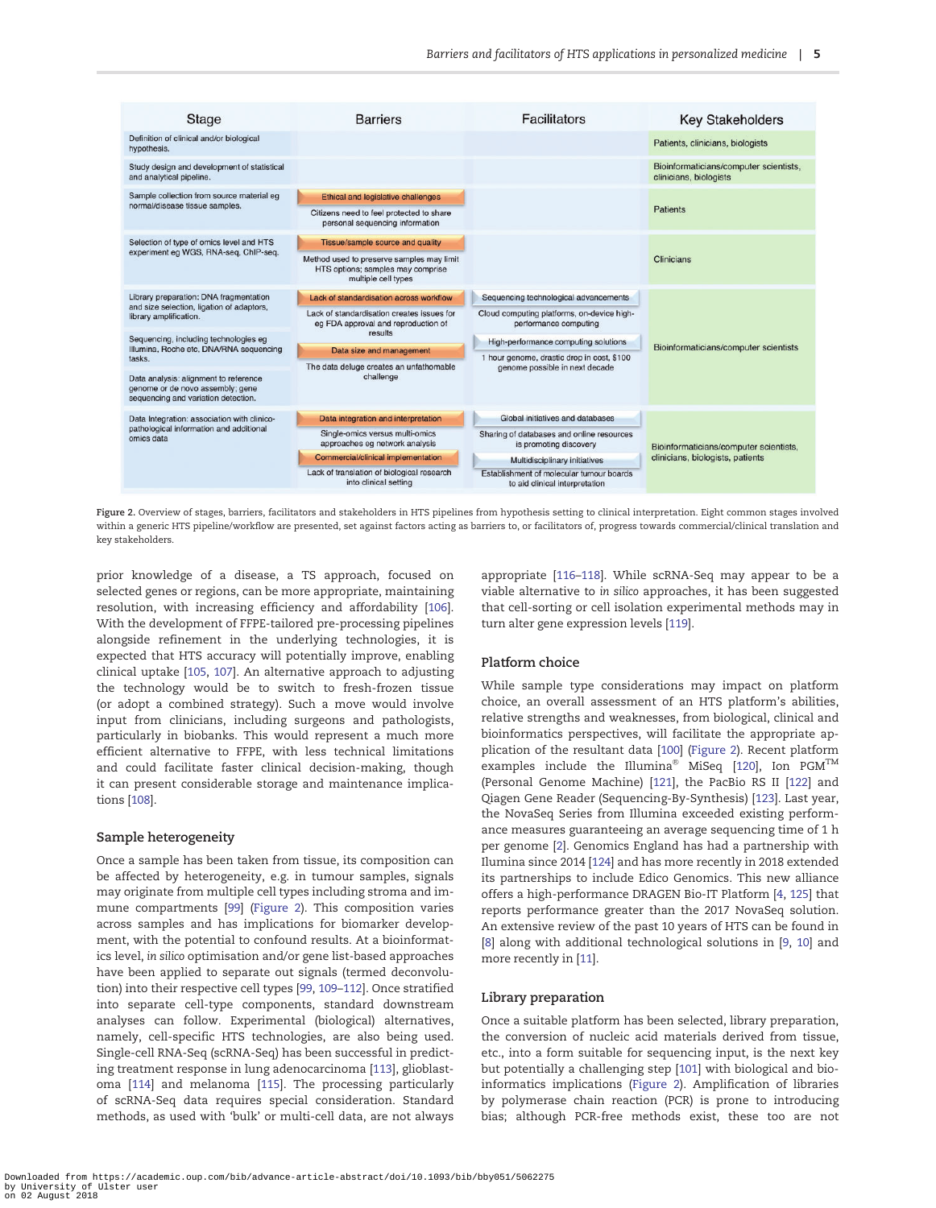| Stage | Barriers | Facilitators | Key Stakeholders |
|---|---|---|---|
| Definition of clinical and/or biological hypothesis. | | | Patients, clinicians, biologists |
| Study design and development of statistical and analytical pipeline. | | | Bioinformaticians/computer scientists, clinicians, biologists |
| Sample collection from source material eg normal/disease tissue samples. | **Ethical and legislative challenges**<br>Citizens need to feel protected to share personal sequencing information | | Patients |
| Selection of type of omics level and HTS experiment eg WGS, RNA-seq, ChIP-seq. | **Tissue/sample source and quality**<br>Method used to preserve samples may limit HTS options; samples may comprise multiple cell types | | Clinicians |
| Library preparation: DNA fragmentation and size selection, ligation of adaptors, library amplification.<br><br>Sequencing, including technologies eg Illumina, Roche etc, DNA/RNA sequencing tasks.<br><br>Data analysis: alignment to reference genome or de novo assembly; gene sequencing and variation detection. | **Lack of standardisation across workflow**<br>Lack of standardisation creates issues for eg FDA approval and reproduction of results<br>**Data size and management**<br>The data deluge creates an unfathomable challenge | **Sequencing technological advancements**<br>Cloud computing platforms, on-device high-performance computing<br>**High-performance computing solutions**<br>1 hour genome, drastic drop in cost, $100 genome possible in next decade | Bioinformaticians/computer scientists |
| Data Integration: association with clinico-pathological information and additional omics data | **Data integration and interpretation**<br>Single-omics versus multi-omics approaches eg network analysis<br>**Commercial/clinical implementation**<br>Lack of translation of biological research into clinical setting | **Global initiatives and databases**<br>Sharing of databases and online resources is promoting discovery<br>**Multidisciplinary initiatives**<br>Establishment of molecular tumour boards to aid clinical interpretation | Bioinformaticians/computer scientists, clinicians, biologists, patients |

Figure 2. Overview of stages, barriers, facilitators and stakeholders in HTS pipelines from hypothesis setting to clinical interpretation. Eight common stages involved within a generic HTS pipeline/workflow are presented, set against factors acting as barriers to, or facilitators of, progress towards commercial/clinical translation and key stakeholders.

prior knowledge of a disease, a TS approach, focused on selected genes or regions, can be more appropriate, maintaining resolution, with increasing efficiency and affordability [106]. With the development of FFPE-tailored pre-processing pipelines alongside refinement in the underlying technologies, it is expected that HTS accuracy will potentially improve, enabling clinical uptake [105, 107]. An alternative approach to adjusting the technology would be to switch to fresh-frozen tissue (or adopt a combined strategy). Such a move would involve input from clinicians, including surgeons and pathologists, particularly in biobanks. This would represent a much more efficient alternative to FFPE, with less technical limitations and could facilitate faster clinical decision-making, though it can present considerable storage and maintenance implications [108].

### Sample heterogeneity

Once a sample has been taken from tissue, its composition can be affected by heterogeneity, e.g. in tumour samples, signals may originate from multiple cell types including stroma and immune compartments [99] (Figure 2). This composition varies across samples and has implications for biomarker development, with the potential to confound results. At a bioinformatics level, *in silico* optimisation and/or gene list-based approaches have been applied to separate out signals (termed deconvolution) into their respective cell types [99, 109–112]. Once stratified into separate cell-type components, standard downstream analyses can follow. Experimental (biological) alternatives, namely, cell-specific HTS technologies, are also being used. Single-cell RNA-Seq (scRNA-Seq) has been successful in predicting treatment response in lung adenocarcinoma [113], glioblastoma [114] and melanoma [115]. The processing particularly of scRNA-Seq data requires special consideration. Standard methods, as used with 'bulk' or multi-cell data, are not always appropriate [116–118]. While scRNA-Seq may appear to be a viable alternative to *in silico* approaches, it has been suggested that cell-sorting or cell isolation experimental methods may in turn alter gene expression levels [119].

### Platform choice

While sample type considerations may impact on platform choice, an overall assessment of an HTS platform's abilities, relative strengths and weaknesses, from biological, clinical and bioinformatics perspectives, will facilitate the appropriate application of the resultant data [100] (Figure 2). Recent platform examples include the Illumina® MiSeq [120], Ion PGM™ (Personal Genome Machine) [121], the PacBio RS II [122] and Qiagen Gene Reader (Sequencing-By-Synthesis) [123]. Last year, the NovaSeq Series from Illumina exceeded existing performance measures guaranteeing an average sequencing time of 1 h per genome [2]. Genomics England has had a partnership with Ilumina since 2014 [124] and has more recently in 2018 extended its partnerships to include Edico Genomics. This new alliance offers a high-performance DRAGEN Bio-IT Platform [4, 125] that reports performance greater than the 2017 NovaSeq solution. An extensive review of the past 10 years of HTS can be found in [8] along with additional technological solutions in [9, 10] and more recently in [11].

### Library preparation

Once a suitable platform has been selected, library preparation, the conversion of nucleic acid materials derived from tissue, etc., into a form suitable for sequencing input, is the next key but potentially a challenging step [101] with biological and bioinformatics implications (Figure 2). Amplification of libraries by polymerase chain reaction (PCR) is prone to introducing bias; although PCR-free methods exist, these too are not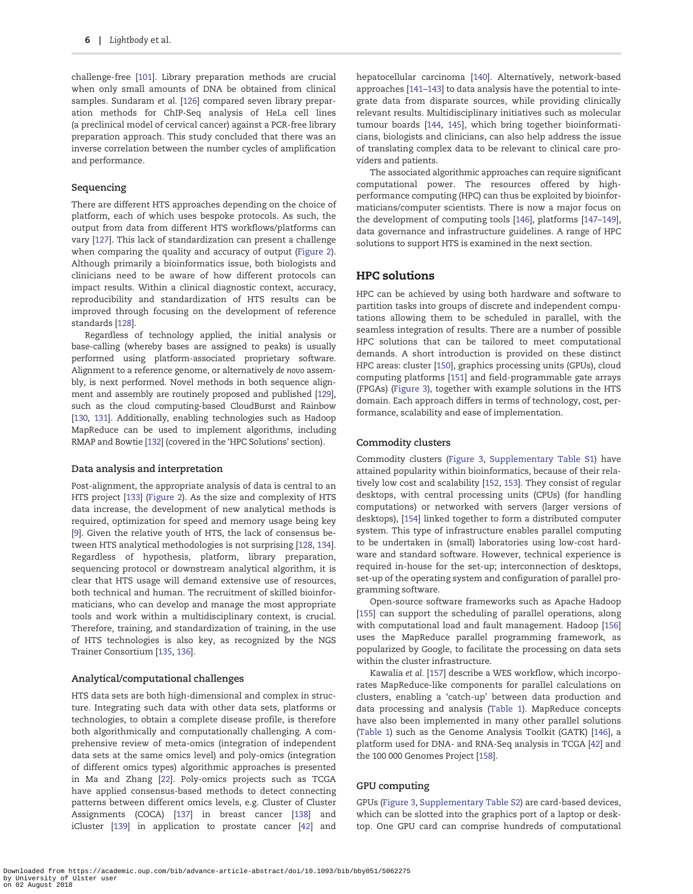challenge-free [101]. Library preparation methods are crucial when only small amounts of DNA be obtained from clinical samples. Sundaram *et al.* [126] compared seven library preparation methods for ChIP-Seq analysis of HeLa cell lines (a preclinical model of cervical cancer) against a PCR-free library preparation approach. This study concluded that there was an inverse correlation between the number cycles of amplification and performance.

### Sequencing

There are different HTS approaches depending on the choice of platform, each of which uses bespoke protocols. As such, the output from data from different HTS workflows/platforms can vary [127]. This lack of standardization can present a challenge when comparing the quality and accuracy of output (Figure 2). Although primarily a bioinformatics issue, both biologists and clinicians need to be aware of how different protocols can impact results. Within a clinical diagnostic context, accuracy, reproducibility and standardization of HTS results can be improved through focusing on the development of reference standards [128].

Regardless of technology applied, the initial analysis or base-calling (whereby bases are assigned to peaks) is usually performed using platform-associated proprietary software. Alignment to a reference genome, or alternatively *de novo* assembly, is next performed. Novel methods in both sequence alignment and assembly are routinely proposed and published [129], such as the cloud computing-based CloudBurst and Rainbow [130, 131]. Additionally, enabling technologies such as Hadoop MapReduce can be used to implement algorithms, including RMAP and Bowtie [132] (covered in the 'HPC Solutions' section).

### Data analysis and interpretation

Post-alignment, the appropriate analysis of data is central to an HTS project [133] (Figure 2). As the size and complexity of HTS data increase, the development of new analytical methods is required, optimization for speed and memory usage being key [9]. Given the relative youth of HTS, the lack of consensus between HTS analytical methodologies is not surprising [128, 134]. Regardless of hypothesis, platform, library preparation, sequencing protocol or downstream analytical algorithm, it is clear that HTS usage will demand extensive use of resources, both technical and human. The recruitment of skilled bioinformaticians, who can develop and manage the most appropriate tools and work within a multidisciplinary context, is crucial. Therefore, training, and standardization of training, in the use of HTS technologies is also key, as recognized by the NGS Trainer Consortium [135, 136].

### Analytical/computational challenges

HTS data sets are both high-dimensional and complex in structure. Integrating such data with other data sets, platforms or technologies, to obtain a complete disease profile, is therefore both algorithmically and computationally challenging. A comprehensive review of meta-omics (integration of independent data sets at the same omics level) and poly-omics (integration of different omics types) algorithmic approaches is presented in Ma and Zhang [22]. Poly-omics projects such as TCGA have applied consensus-based methods to detect connecting patterns between different omics levels, e.g. Cluster of Cluster Assignments (COCA) [137] in breast cancer [138] and iCluster [139] in application to prostate cancer [42] and hepatocellular carcinoma [140]. Alternatively, network-based approaches [141–143] to data analysis have the potential to integrate data from disparate sources, while providing clinically relevant results. Multidisciplinary initiatives such as molecular tumour boards [144, 145], which bring together bioinformaticians, biologists and clinicians, can also help address the issue of translating complex data to be relevant to clinical care providers and patients.

The associated algorithmic approaches can require significant computational power. The resources offered by high-performance computing (HPC) can thus be exploited by bioinformaticians/computer scientists. There is now a major focus on the development of computing tools [146], platforms [147–149], data governance and infrastructure guidelines. A range of HPC solutions to support HTS is examined in the next section.

## HPC solutions

HPC can be achieved by using both hardware and software to partition tasks into groups of discrete and independent computations allowing them to be scheduled in parallel, with the seamless integration of results. There are a number of possible HPC solutions that can be tailored to meet computational demands. A short introduction is provided on these distinct HPC areas: cluster [150], graphics processing units (GPUs), cloud computing platforms [151] and field-programmable gate arrays (FPGAs) (Figure 3), together with example solutions in the HTS domain. Each approach differs in terms of technology, cost, performance, scalability and ease of implementation.

### Commodity clusters

Commodity clusters (Figure 3, Supplementary Table S1) have attained popularity within bioinformatics, because of their relatively low cost and scalability [152, 153]. They consist of regular desktops, with central processing units (CPUs) (for handling computations) or networked with servers (larger versions of desktops), [154] linked together to form a distributed computer system. This type of infrastructure enables parallel computing to be undertaken in (small) laboratories using low-cost hardware and standard software. However, technical experience is required in-house for the set-up; interconnection of desktops, set-up of the operating system and configuration of parallel programming software.

Open-source software frameworks such as Apache Hadoop [155] can support the scheduling of parallel operations, along with computational load and fault management. Hadoop [156] uses the MapReduce parallel programming framework, as popularized by Google, to facilitate the processing on data sets within the cluster infrastructure.

Kawalia *et al.* [157] describe a WES workflow, which incorporates MapReduce-like components for parallel calculations on clusters, enabling a 'catch-up' between data production and data processing and analysis (Table 1). MapReduce concepts have also been implemented in many other parallel solutions (Table 1) such as the Genome Analysis Toolkit (GATK) [146], a platform used for DNA- and RNA-Seq analysis in TCGA [42] and the 100 000 Genomes Project [158].

### GPU computing

GPUs (Figure 3, Supplementary Table S2) are card-based devices, which can be slotted into the graphics port of a laptop or desktop. One GPU card can comprise hundreds of computational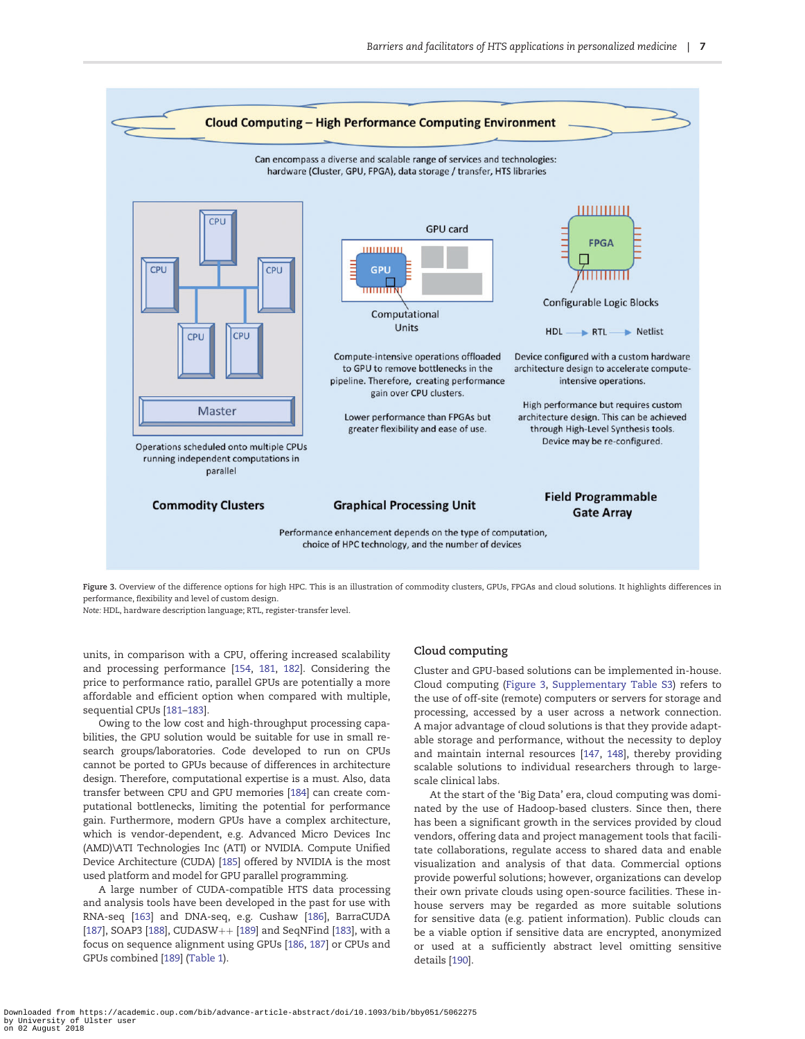Figure 3. Overview of the difference options for high HPC. This is an illustration of commodity clusters, GPUs, FPGAs and cloud solutions. It highlights differences in performance, flexibility and level of custom design.

Note: HDL, hardware description language; RTL, register-transfer level.

units, in comparison with a CPU, offering increased scalability and processing performance [154, 181, 182]. Considering the price to performance ratio, parallel GPUs are potentially a more affordable and efficient option when compared with multiple, sequential CPUs [181–183].

Owing to the low cost and high-throughput processing capabilities, the GPU solution would be suitable for use in small research groups/laboratories. Code developed to run on CPUs cannot be ported to GPUs because of differences in architecture design. Therefore, computational expertise is a must. Also, data transfer between CPU and GPU memories [184] can create computational bottlenecks, limiting the potential for performance gain. Furthermore, modern GPUs have a complex architecture, which is vendor-dependent, e.g. Advanced Micro Devices Inc (AMD)\ATI Technologies Inc (ATI) or NVIDIA. Compute Unified Device Architecture (CUDA) [185] offered by NVIDIA is the most used platform and model for GPU parallel programming.

A large number of CUDA-compatible HTS data processing and analysis tools have been developed in the past for use with RNA-seq [163] and DNA-seq, e.g. Cushaw [186], BarraCUDA [187], SOAP3 [188], CUDASW++ [189] and SeqNFind [183], with a focus on sequence alignment using GPUs [186, 187] or CPUs and GPUs combined [189] (Table 1).

### Cloud computing

Cluster and GPU-based solutions can be implemented in-house. Cloud computing (Figure 3, Supplementary Table S3) refers to the use of off-site (remote) computers or servers for storage and processing, accessed by a user across a network connection. A major advantage of cloud solutions is that they provide adaptable storage and performance, without the necessity to deploy and maintain internal resources [147, 148], thereby providing scalable solutions to individual researchers through to large-scale clinical labs.

At the start of the 'Big Data' era, cloud computing was dominated by the use of Hadoop-based clusters. Since then, there has been a significant growth in the services provided by cloud vendors, offering data and project management tools that facilitate collaborations, regulate access to shared data and enable visualization and analysis of that data. Commercial options provide powerful solutions; however, organizations can develop their own private clouds using open-source facilities. These in-house servers may be regarded as more suitable solutions for sensitive data (e.g. patient information). Public clouds can be a viable option if sensitive data are encrypted, anonymized or used at a sufficiently abstract level omitting sensitive details [190].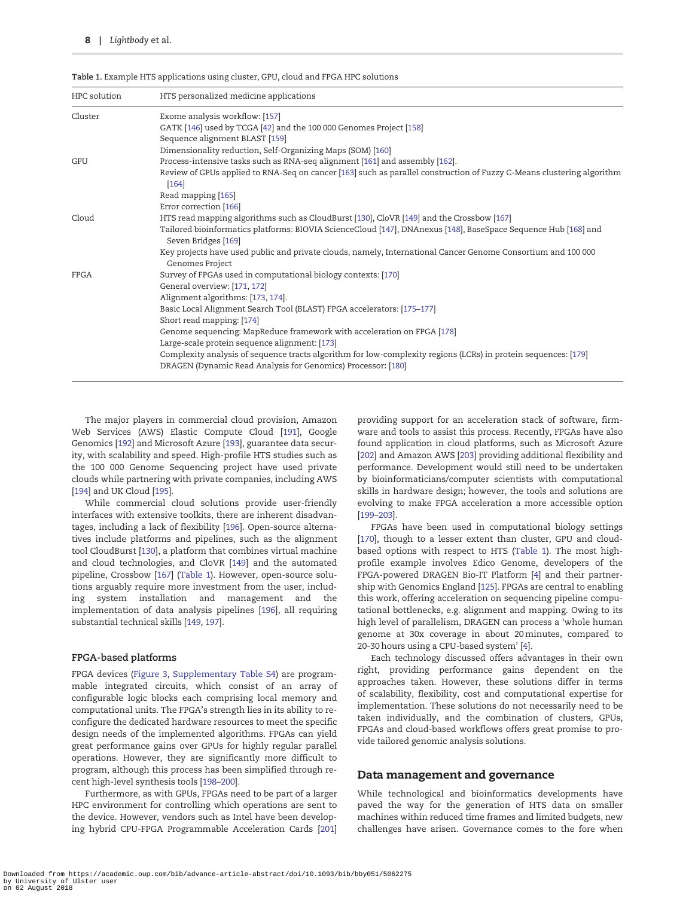**Table 1.** Example HTS applications using cluster, GPU, cloud and FPGA HPC solutions

| HPC solution | HTS personalized medicine applications |
|---|---|
| Cluster | Exome analysis workflow: [157] |
| | GATK [146] used by TCGA [42] and the 100 000 Genomes Project [158] |
| | Sequence alignment BLAST [159] |
| | Dimensionality reduction, Self-Organizing Maps (SOM) [160] |
| GPU | Process-intensive tasks such as RNA-seq alignment [161] and assembly [162]. |
| | Review of GPUs applied to RNA-Seq on cancer [163] such as parallel construction of Fuzzy C-Means clustering algorithm [164] |
| | Read mapping [165] |
| | Error correction [166] |
| Cloud | HTS read mapping algorithms such as CloudBurst [130], CloVR [149] and the Crossbow [167] |
| | Tailored bioinformatics platforms: BIOVIA ScienceCloud [147], DNAnexus [148], BaseSpace Sequence Hub [168] and Seven Bridges [169] |
| | Key projects have used public and private clouds, namely, International Cancer Genome Consortium and 100 000 Genomes Project |
| FPGA | Survey of FPGAs used in computational biology contexts: [170] |
| | General overview: [171, 172] |
| | Alignment algorithms: [173, 174]. |
| | Basic Local Alignment Search Tool (BLAST) FPGA accelerators: [175–177] |
| | Short read mapping: [174] |
| | Genome sequencing: MapReduce framework with acceleration on FPGA [178] |
| | Large-scale protein sequence alignment: [173] |
| | Complexity analysis of sequence tracts algorithm for low-complexity regions (LCRs) in protein sequences: [179] |
| | DRAGEN (Dynamic Read Analysis for Genomics) Processor: [180] |

The major players in commercial cloud provision, Amazon Web Services (AWS) Elastic Compute Cloud [191], Google Genomics [192] and Microsoft Azure [193], guarantee data security, with scalability and speed. High-profile HTS studies such as the 100 000 Genome Sequencing project have used private clouds while partnering with private companies, including AWS [194] and UK Cloud [195].

While commercial cloud solutions provide user-friendly interfaces with extensive toolkits, there are inherent disadvantages, including a lack of flexibility [196]. Open-source alternatives include platforms and pipelines, such as the alignment tool CloudBurst [130], a platform that combines virtual machine and cloud technologies, and CloVR [149] and the automated pipeline, Crossbow [167] (Table 1). However, open-source solutions arguably require more investment from the user, including system installation and management and the implementation of data analysis pipelines [196], all requiring substantial technical skills [149, 197].

### FPGA-based platforms

FPGA devices (Figure 3, Supplementary Table S4) are programmable integrated circuits, which consist of an array of configurable logic blocks each comprising local memory and computational units. The FPGA's strength lies in its ability to re-configure the dedicated hardware resources to meet the specific design needs of the implemented algorithms. FPGAs can yield great performance gains over GPUs for highly regular parallel operations. However, they are significantly more difficult to program, although this process has been simplified through recent high-level synthesis tools [198–200].

Furthermore, as with GPUs, FPGAs need to be part of a larger HPC environment for controlling which operations are sent to the device. However, vendors such as Intel have been developing hybrid CPU-FPGA Programmable Acceleration Cards [201] providing support for an acceleration stack of software, firmware and tools to assist this process. Recently, FPGAs have also found application in cloud platforms, such as Microsoft Azure [202] and Amazon AWS [203] providing additional flexibility and performance. Development would still need to be undertaken by bioinformaticians/computer scientists with computational skills in hardware design; however, the tools and solutions are evolving to make FPGA acceleration a more accessible option [199–203].

FPGAs have been used in computational biology settings [170], though to a lesser extent than cluster, GPU and cloud-based options with respect to HTS (Table 1). The most high-profile example involves Edico Genome, developers of the FPGA-powered DRAGEN Bio-IT Platform [4] and their partnership with Genomics England [125]. FPGAs are central to enabling this work, offering acceleration on sequencing pipeline computational bottlenecks, e.g. alignment and mapping. Owing to its high level of parallelism, DRAGEN can process a 'whole human genome at 30x coverage in about 20 minutes, compared to 20-30 hours using a CPU-based system' [4].

Each technology discussed offers advantages in their own right, providing performance gains dependent on the approaches taken. However, these solutions differ in terms of scalability, flexibility, cost and computational expertise for implementation. These solutions do not necessarily need to be taken individually, and the combination of clusters, GPUs, FPGAs and cloud-based workflows offers great promise to provide tailored genomic analysis solutions.

## Data management and governance

While technological and bioinformatics developments have paved the way for the generation of HTS data on smaller machines within reduced time frames and limited budgets, new challenges have arisen. Governance comes to the fore when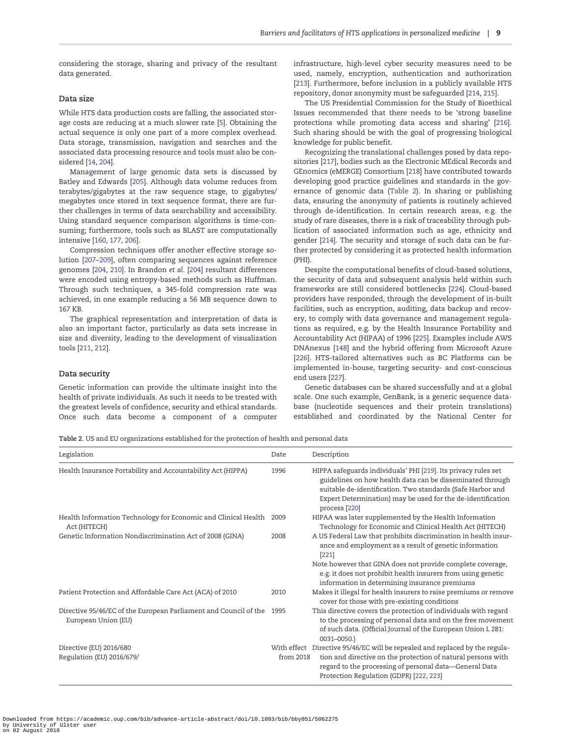considering the storage, sharing and privacy of the resultant data generated.

## Data size

While HTS data production costs are falling, the associated storage costs are reducing at a much slower rate [5]. Obtaining the actual sequence is only one part of a more complex overhead. Data storage, transmission, navigation and searches and the associated data processing resource and tools must also be considered [14, 204].

Management of large genomic data sets is discussed by Batley and Edwards [205]. Although data volume reduces from terabytes/gigabytes at the raw sequence stage, to gigabytes/megabytes once stored in text sequence format, there are further challenges in terms of data searchability and accessibility. Using standard sequence comparison algorithms is time-consuming; furthermore, tools such as BLAST are computationally intensive [160, 177, 206].

Compression techniques offer another effective storage solution [207–209], often comparing sequences against reference genomes [204, 210]. In Brandon *et al.* [204] resultant differences were encoded using entropy-based methods such as Huffman. Through such techniques, a 345-fold compression rate was achieved, in one example reducing a 56 MB sequence down to 167 KB.

The graphical representation and interpretation of data is also an important factor, particularly as data sets increase in size and diversity, leading to the development of visualization tools [211, 212].

## Data security

Genetic information can provide the ultimate insight into the health of private individuals. As such it needs to be treated with the greatest levels of confidence, security and ethical standards. Once such data become a component of a computer infrastructure, high-level cyber security measures need to be used, namely, encryption, authentication and authorization [213]. Furthermore, before inclusion in a publicly available HTS repository, donor anonymity must be safeguarded [214, 215].

The US Presidential Commission for the Study of Bioethical Issues recommended that there needs to be 'strong baseline protections while promoting data access and sharing' [216]. Such sharing should be with the goal of progressing biological knowledge for public benefit.

Recognizing the translational challenges posed by data repositories [217], bodies such as the Electronic MEdical Records and GEnomics (eMERGE) Consortium [218] have contributed towards developing good practice guidelines and standards in the governance of genomic data (Table 2). In sharing or publishing data, ensuring the anonymity of patients is routinely achieved through de-identification. In certain research areas, e.g. the study of rare diseases, there is a risk of traceability through publication of associated information such as age, ethnicity and gender [214]. The security and storage of such data can be further protected by considering it as protected health information (PHI).

Despite the computational benefits of cloud-based solutions, the security of data and subsequent analysis held within such frameworks are still considered bottlenecks [224]. Cloud-based providers have responded, through the development of in-built facilities, such as encryption, auditing, data backup and recovery, to comply with data governance and management regulations as required, e.g. by the Health Insurance Portability and Accountability Act (HIPAA) of 1996 [225]. Examples include AWS DNAnexus [148] and the hybrid offering from Microsoft Azure [226]. HTS-tailored alternatives such as BC Platforms can be implemented in-house, targeting security- and cost-conscious end users [227].

Genetic databases can be shared successfully and at a global scale. One such example, GenBank, is a generic sequence database (nucleotide sequences and their protein translations) established and coordinated by the National Center for

**Table 2.** US and EU organizations established for the protection of health and personal data

| Legislation | Date | Description |
|---|---|---|
| Health Insurance Portability and Accountability Act (HIPPA) | 1996 | HIPPA safeguards individuals' PHI [219]. Its privacy rules set guidelines on how health data can be disseminated through suitable de-identification. Two standards (Safe Harbor and Expert Determination) may be used for the de-identification process [220] |
| Health Information Technology for Economic and Clinical Health Act (HITECH) | 2009 | HIPAA was later supplemented by the Health Information Technology for Economic and Clinical Health (HITECH) |
| Genetic Information Nondiscrimination Act of 2008 (GINA) | 2008 | A US Federal Law that prohibits discrimination in health insurance and employment as a result of genetic information [221] |
| | | Note however that GINA does not provide complete coverage, e.g. it does not prohibit health insurers from using genetic information in determining insurance premiums |
| Patient Protection and Affordable Care Act (ACA) of 2010 | 2010 | Makes it illegal for health insurers to raise premiums or remove cover for those with pre-existing conditions |
| Directive 95/46/EC of the European Parliament and Council of the European Union (EU) | 1995 | This directive covers the protection of individuals with regard to the processing of personal data and on the free movement of such data. (Official Journal of the European Union L 281: 0031–0050.) |
| Directive (EU) 2016/680<br>Regulation (EU) 2016/679/ | With effect from 2018 | Directive 95/46/EC will be repealed and replaced by the regulation and directive on the protection of natural persons with regard to the processing of personal data—General Data Protection Regulation (GDPR) [222, 223] |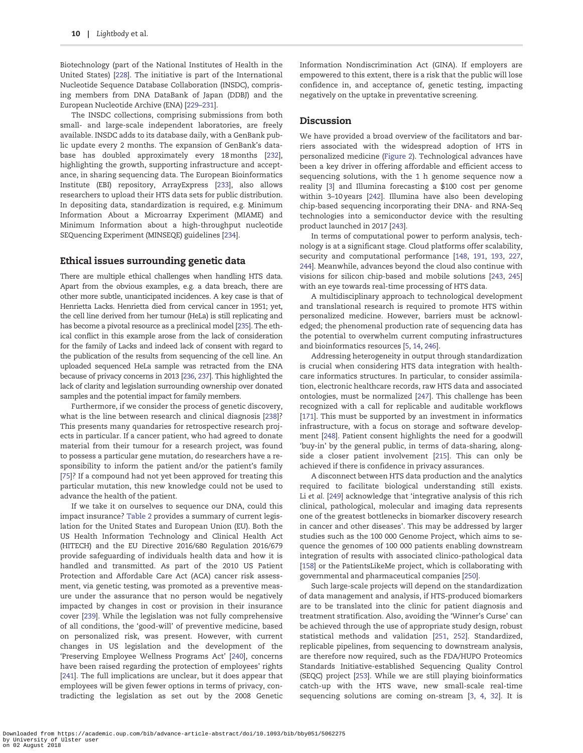Biotechnology (part of the National Institutes of Health in the United States) [228]. The initiative is part of the International Nucleotide Sequence Database Collaboration (INSDC), comprising members from DNA DataBank of Japan (DDBJ) and the European Nucleotide Archive (ENA) [229–231].

The INSDC collections, comprising submissions from both small- and large-scale independent laboratories, are freely available. INSDC adds to its database daily, with a GenBank public update every 2 months. The expansion of GenBank's database has doubled approximately every 18 months [232], highlighting the growth, supporting infrastructure and acceptance, in sharing sequencing data. The European Bioinformatics Institute (EBI) repository, ArrayExpress [233], also allows researchers to upload their HTS data sets for public distribution. In depositing data, standardization is required, e.g. Minimum Information About a Microarray Experiment (MIAME) and Minimum Information about a high-throughput nucleotide SEQuencing Experiment (MINSEQE) guidelines [234].

## Ethical issues surrounding genetic data

There are multiple ethical challenges when handling HTS data. Apart from the obvious examples, e.g. a data breach, there are other more subtle, unanticipated incidences. A key case is that of Henrietta Lacks. Henrietta died from cervical cancer in 1951; yet, the cell line derived from her tumour (HeLa) is still replicating and has become a pivotal resource as a preclinical model [235]. The ethical conflict in this example arose from the lack of consideration for the family of Lacks and indeed lack of consent with regard to the publication of the results from sequencing of the cell line. An uploaded sequenced HeLa sample was retracted from the ENA because of privacy concerns in 2013 [236, 237]. This highlighted the lack of clarity and legislation surrounding ownership over donated samples and the potential impact for family members.

Furthermore, if we consider the process of genetic discovery, what is the line between research and clinical diagnosis [238]? This presents many quandaries for retrospective research projects in particular. If a cancer patient, who had agreed to donate material from their tumour for a research project, was found to possess a particular gene mutation, do researchers have a responsibility to inform the patient and/or the patient's family [75]? If a compound had not yet been approved for treating this particular mutation, this new knowledge could not be used to advance the health of the patient.

If we take it on ourselves to sequence our DNA, could this impact insurance? Table 2 provides a summary of current legislation for the United States and European Union (EU). Both the US Health Information Technology and Clinical Health Act (HITECH) and the EU Directive 2016/680 Regulation 2016/679 provide safeguarding of individuals health data and how it is handled and transmitted. As part of the 2010 US Patient Protection and Affordable Care Act (ACA) cancer risk assessment, via genetic testing, was promoted as a preventive measure under the assurance that no person would be negatively impacted by changes in cost or provision in their insurance cover [239]. While the legislation was not fully comprehensive of all conditions, the 'good-will' of preventive medicine, based on personalized risk, was present. However, with current changes in US legislation and the development of the 'Preserving Employee Wellness Programs Act' [240], concerns have been raised regarding the protection of employees' rights [241]. The full implications are unclear, but it does appear that employees will be given fewer options in terms of privacy, contradicting the legislation as set out by the 2008 Genetic Information Nondiscrimination Act (GINA). If employers are empowered to this extent, there is a risk that the public will lose confidence in, and acceptance of, genetic testing, impacting negatively on the uptake in preventative screening.

## Discussion

We have provided a broad overview of the facilitators and barriers associated with the widespread adoption of HTS in personalized medicine (Figure 2). Technological advances have been a key driver in offering affordable and efficient access to sequencing solutions, with the 1 h genome sequence now a reality [3] and Illumina forecasting a $100 cost per genome within 3–10 years [242]. Illumina have also been developing chip-based sequencing incorporating their DNA- and RNA-Seq technologies into a semiconductor device with the resulting product launched in 2017 [243].

In terms of computational power to perform analysis, technology is at a significant stage. Cloud platforms offer scalability, security and computational performance [148, 191, 193, 227, 244]. Meanwhile, advances beyond the cloud also continue with visions for silicon chip-based and mobile solutions [243, 245] with an eye towards real-time processing of HTS data.

A multidisciplinary approach to technological development and translational research is required to promote HTS within personalized medicine. However, barriers must be acknowledged; the phenomenal production rate of sequencing data has the potential to overwhelm current computing infrastructures and bioinformatics resources [5, 14, 246].

Addressing heterogeneity in output through standardization is crucial when considering HTS data integration with healthcare informatics structures. In particular, to consider assimilation, electronic healthcare records, raw HTS data and associated ontologies, must be normalized [247]. This challenge has been recognized with a call for replicable and auditable workflows [171]. This must be supported by an investment in informatics infrastructure, with a focus on storage and software development [248]. Patient consent highlights the need for a goodwill 'buy-in' by the general public, in terms of data-sharing, alongside a closer patient involvement [215]. This can only be achieved if there is confidence in privacy assurances.

A disconnect between HTS data production and the analytics required to facilitate biological understanding still exists. Li *et al.* [249] acknowledge that 'integrative analysis of this rich clinical, pathological, molecular and imaging data represents one of the greatest bottlenecks in biomarker discovery research in cancer and other diseases'. This may be addressed by larger studies such as the 100 000 Genome Project, which aims to sequence the genomes of 100 000 patients enabling downstream integration of results with associated clinico-pathological data [158] or the PatientsLikeMe project, which is collaborating with governmental and pharmaceutical companies [250].

Such large-scale projects will depend on the standardization of data management and analysis, if HTS-produced biomarkers are to be translated into the clinic for patient diagnosis and treatment stratification. Also, avoiding the 'Winner's Curse' can be achieved through the use of appropriate study design, robust statistical methods and validation [251, 252]. Standardized, replicable pipelines, from sequencing to downstream analysis, are therefore now required, such as the FDA/HUPO Proteomics Standards Initiative-established Sequencing Quality Control (SEQC) project [253]. While we are still playing bioinformatics catch-up with the HTS wave, new small-scale real-time sequencing solutions are coming on-stream [3, 4, 32]. It is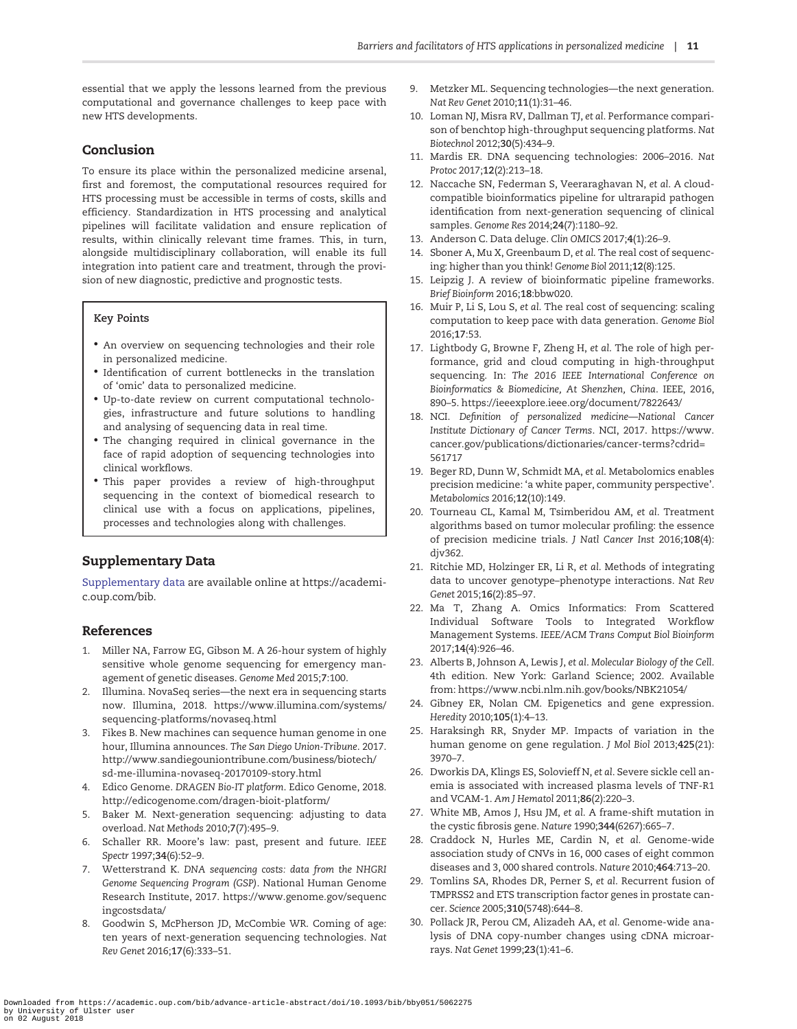essential that we apply the lessons learned from the previous computational and governance challenges to keep pace with new HTS developments.

## Conclusion

To ensure its place within the personalized medicine arsenal, first and foremost, the computational resources required for HTS processing must be accessible in terms of costs, skills and efficiency. Standardization in HTS processing and analytical pipelines will facilitate validation and ensure replication of results, within clinically relevant time frames. This, in turn, alongside multidisciplinary collaboration, will enable its full integration into patient care and treatment, through the provision of new diagnostic, predictive and prognostic tests.

> **Key Points**
>
> - An overview on sequencing technologies and their role in personalized medicine.
> - Identification of current bottlenecks in the translation of 'omic' data to personalized medicine.
> - Up-to-date review on current computational technologies, infrastructure and future solutions to handling and analysing of sequencing data in real time.
> - The changing required in clinical governance in the face of rapid adoption of sequencing technologies into clinical workflows.
> - This paper provides a review of high-throughput sequencing in the context of biomedical research to clinical use with a focus on applications, pipelines, processes and technologies along with challenges.

## Supplementary Data

Supplementary data are available online at https://academic.oup.com/bib.

## References

1. Miller NA, Farrow EG, Gibson M. A 26-hour system of highly sensitive whole genome sequencing for emergency management of genetic diseases. *Genome Med* 2015;**7**:100.
2. Illumina. NovaSeq series—the next era in sequencing starts now. Illumina, 2018. https://www.illumina.com/systems/sequencing-platforms/novaseq.html
3. Fikes B. New machines can sequence human genome in one hour, Illumina announces. *The San Diego Union-Tribune*. 2017. http://www.sandiegouniontribune.com/business/biotech/sd-me-illumina-novaseq-20170109-story.html
4. Edico Genome. *DRAGEN Bio-IT platform*. Edico Genome, 2018. http://edicogenome.com/dragen-bioit-platform/
5. Baker M. Next-generation sequencing: adjusting to data overload. *Nat Methods* 2010;**7**(7):495–9.
6. Schaller RR. Moore's law: past, present and future. *IEEE Spectr* 1997;**34**(6):52–9.
7. Wetterstrand K. *DNA sequencing costs: data from the NHGRI Genome Sequencing Program (GSP)*. National Human Genome Research Institute, 2017. https://www.genome.gov/sequencingcostsdata/
8. Goodwin S, McPherson JD, McCombie WR. Coming of age: ten years of next-generation sequencing technologies. *Nat Rev Genet* 2016;**17**(6):333–51.
9. Metzker ML. Sequencing technologies—the next generation. *Nat Rev Genet* 2010;**11**(1):31–46.
10. Loman NJ, Misra RV, Dallman TJ, *et al.* Performance comparison of benchtop high-throughput sequencing platforms. *Nat Biotechnol* 2012;**30**(5):434–9.
11. Mardis ER. DNA sequencing technologies: 2006–2016. *Nat Protoc* 2017;**12**(2):213–18.
12. Naccache SN, Federman S, Veeraraghavan N, *et al.* A cloud-compatible bioinformatics pipeline for ultrarapid pathogen identification from next-generation sequencing of clinical samples. *Genome Res* 2014;**24**(7):1180–92.
13. Anderson C. Data deluge. *Clin OMICS* 2017;**4**(1):26–9.
14. Sboner A, Mu X, Greenbaum D, *et al.* The real cost of sequencing: higher than you think! *Genome Biol* 2011;**12**(8):125.
15. Leipzig J. A review of bioinformatic pipeline frameworks. *Brief Bioinform* 2016;**18**:bbw020.
16. Muir P, Li S, Lou S, *et al.* The real cost of sequencing: scaling computation to keep pace with data generation. *Genome Biol* 2016;**17**:53.
17. Lightbody G, Browne F, Zheng H, *et al.* The role of high performance, grid and cloud computing in high-throughput sequencing. In: *The 2016 IEEE International Conference on Bioinformatics & Biomedicine, At Shenzhen, China*. IEEE, 2016, 890–5. https://ieeexplore.ieee.org/document/7822643/
18. NCI. *Definition of personalized medicine—National Cancer Institute Dictionary of Cancer Terms*. NCI, 2017. https://www.cancer.gov/publications/dictionaries/cancer-terms?cdrid=561717
19. Beger RD, Dunn W, Schmidt MA, *et al.* Metabolomics enables precision medicine: 'a white paper, community perspective'. *Metabolomics* 2016;**12**(10):149.
20. Tourneau CL, Kamal M, Tsimberidou AM, *et al.* Treatment algorithms based on tumor molecular profiling: the essence of precision medicine trials. *J Natl Cancer Inst* 2016;**108**(4):djv362.
21. Ritchie MD, Holzinger ER, Li R, *et al.* Methods of integrating data to uncover genotype–phenotype interactions. *Nat Rev Genet* 2015;**16**(2):85–97.
22. Ma T, Zhang A. Omics Informatics: From Scattered Individual Software Tools to Integrated Workflow Management Systems. *IEEE/ACM Trans Comput Biol Bioinform* 2017;**14**(4):926–46.
23. Alberts B, Johnson A, Lewis J, *et al.* *Molecular Biology of the Cell*. 4th edition. New York: Garland Science; 2002. Available from: https://www.ncbi.nlm.nih.gov/books/NBK21054/
24. Gibney ER, Nolan CM. Epigenetics and gene expression. *Heredity* 2010;**105**(1):4–13.
25. Haraksingh RR, Snyder MP. Impacts of variation in the human genome on gene regulation. *J Mol Biol* 2013;**425**(21):3970–7.
26. Dworkis DA, Klings ES, Solovieff N, *et al.* Severe sickle cell anemia is associated with increased plasma levels of TNF-R1 and VCAM-1. *Am J Hematol* 2011;**86**(2):220–3.
27. White MB, Amos J, Hsu JM, *et al.* A frame-shift mutation in the cystic fibrosis gene. *Nature* 1990;**344**(6267):665–7.
28. Craddock N, Hurles ME, Cardin N, *et al.* Genome-wide association study of CNVs in 16, 000 cases of eight common diseases and 3, 000 shared controls. *Nature* 2010;**464**:713–20.
29. Tomlins SA, Rhodes DR, Perner S, *et al.* Recurrent fusion of TMPRSS2 and ETS transcription factor genes in prostate cancer. *Science* 2005;**310**(5748):644–8.
30. Pollack JR, Perou CM, Alizadeh AA, *et al.* Genome-wide analysis of DNA copy-number changes using cDNA microarrays. *Nat Genet* 1999;**23**(1):41–6.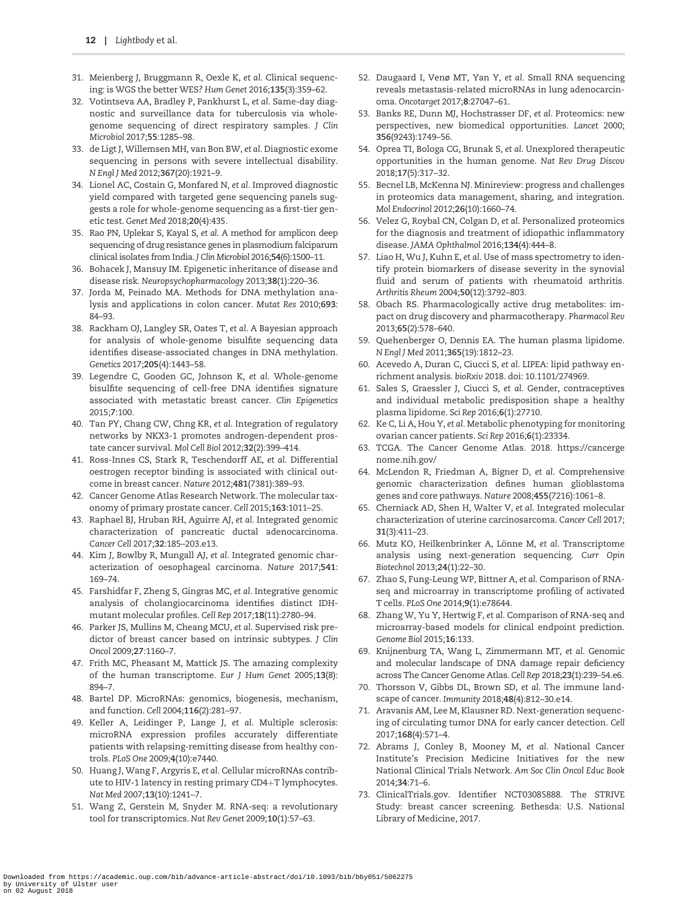31. Meienberg J, Bruggmann R, Oexle K, *et al*. Clinical sequencing: is WGS the better WES? *Hum Genet* 2016;**135**(3):359–62.
32. Votintseva AA, Bradley P, Pankhurst L, *et al*. Same-day diagnostic and surveillance data for tuberculosis via whole-genome sequencing of direct respiratory samples. *J Clin Microbiol* 2017;**55**:1285–98.
33. de Ligt J, Willemsen MH, van Bon BW, *et al*. Diagnostic exome sequencing in persons with severe intellectual disability. *N Engl J Med* 2012;**367**(20):1921–9.
34. Lionel AC, Costain G, Monfared N, *et al*. Improved diagnostic yield compared with targeted gene sequencing panels suggests a role for whole-genome sequencing as a first-tier genetic test. *Genet Med* 2018;**20**(4):435.
35. Rao PN, Uplekar S, Kayal S, *et al*. A method for amplicon deep sequencing of drug resistance genes in plasmodium falciparum clinical isolates from India. *J Clin Microbiol* 2016;**54**(6):1500–11.
36. Bohacek J, Mansuy IM. Epigenetic inheritance of disease and disease risk. *Neuropsychopharmacology* 2013;**38**(1):220–36.
37. Jorda M, Peinado MA. Methods for DNA methylation analysis and applications in colon cancer. *Mutat Res* 2010;**693**: 84–93.
38. Rackham OJ, Langley SR, Oates T, *et al*. A Bayesian approach for analysis of whole-genome bisulfite sequencing data identifies disease-associated changes in DNA methylation. *Genetics* 2017;**205**(4):1443–58.
39. Legendre C, Gooden GC, Johnson K, *et al*. Whole-genome bisulfite sequencing of cell-free DNA identifies signature associated with metastatic breast cancer. *Clin Epigenetics* 2015;**7**:100.
40. Tan PY, Chang CW, Chng KR, *et al*. Integration of regulatory networks by NKX3-1 promotes androgen-dependent prostate cancer survival. *Mol Cell Biol* 2012;**32**(2):399–414.
41. Ross-Innes CS, Stark R, Teschendorff AE, *et al*. Differential oestrogen receptor binding is associated with clinical outcome in breast cancer. *Nature* 2012;**481**(7381):389–93.
42. Cancer Genome Atlas Research Network. The molecular taxonomy of primary prostate cancer. *Cell* 2015;**163**:1011–25.
43. Raphael BJ, Hruban RH, Aguirre AJ, *et al*. Integrated genomic characterization of pancreatic ductal adenocarcinoma. *Cancer Cell* 2017;**32**:185–203.e13.
44. Kim J, Bowlby R, Mungall AJ, *et al*. Integrated genomic characterization of oesophageal carcinoma. *Nature* 2017;**541**: 169–74.
45. Farshidfar F, Zheng S, Gingras MC, *et al*. Integrative genomic analysis of cholangiocarcinoma identifies distinct IDH-mutant molecular profiles. *Cell Rep* 2017;**18**(11):2780–94.
46. Parker JS, Mullins M, Cheang MCU, *et al*. Supervised risk predictor of breast cancer based on intrinsic subtypes. *J Clin Oncol* 2009;**27**:1160–7.
47. Frith MC, Pheasant M, Mattick JS. The amazing complexity of the human transcriptome. *Eur J Hum Genet* 2005;**13**(8): 894–7.
48. Bartel DP. MicroRNAs: genomics, biogenesis, mechanism, and function. *Cell* 2004;**116**(2):281–97.
49. Keller A, Leidinger P, Lange J, *et al*. Multiple sclerosis: microRNA expression profiles accurately differentiate patients with relapsing-remitting disease from healthy controls. *PLoS One* 2009;**4**(10):e7440.
50. Huang J, Wang F, Argyris E, *et al*. Cellular microRNAs contribute to HIV-1 latency in resting primary CD4+T lymphocytes. *Nat Med* 2007;**13**(10):1241–7.
51. Wang Z, Gerstein M, Snyder M. RNA-seq: a revolutionary tool for transcriptomics. *Nat Rev Genet* 2009;**10**(1):57–63.
52. Daugaard I, Venø MT, Yan Y, *et al*. Small RNA sequencing reveals metastasis-related microRNAs in lung adenocarcinoma. *Oncotarget* 2017;**8**:27047–61.
53. Banks RE, Dunn MJ, Hochstrasser DF, *et al*. Proteomics: new perspectives, new biomedical opportunities. *Lancet* 2000; **356**(9243):1749–56.
54. Oprea TI, Bologa CG, Brunak S, *et al*. Unexplored therapeutic opportunities in the human genome. *Nat Rev Drug Discov* 2018;**17**(5):317–32.
55. Becnel LB, McKenna NJ. Minireview: progress and challenges in proteomics data management, sharing, and integration. *Mol Endocrinol* 2012;**26**(10):1660–74.
56. Velez G, Roybal CN, Colgan D, *et al*. Personalized proteomics for the diagnosis and treatment of idiopathic inflammatory disease. *JAMA Ophthalmol* 2016;**134**(4):444–8.
57. Liao H, Wu J, Kuhn E, *et al*. Use of mass spectrometry to identify protein biomarkers of disease severity in the synovial fluid and serum of patients with rheumatoid arthritis. *Arthritis Rheum* 2004;**50**(12):3792–803.
58. Obach RS. Pharmacologically active drug metabolites: impact on drug discovery and pharmacotherapy. *Pharmacol Rev* 2013;**65**(2):578–640.
59. Quehenberger O, Dennis EA. The human plasma lipidome. *N Engl J Med* 2011;**365**(19):1812–23.
60. Acevedo A, Duran C, Ciucci S, *et al*. LIPEA: lipid pathway enrichment analysis. *bioRxiv* 2018. doi: 10.1101/274969.
61. Sales S, Graessler J, Ciucci S, *et al*. Gender, contraceptives and individual metabolic predisposition shape a healthy plasma lipidome. *Sci Rep* 2016;**6**(1):27710.
62. Ke C, Li A, Hou Y, *et al*. Metabolic phenotyping for monitoring ovarian cancer patients. *Sci Rep* 2016;**6**(1):23334.
63. TCGA. The Cancer Genome Atlas. 2018. https://cancergenome.nih.gov/
64. McLendon R, Friedman A, Bigner D, *et al*. Comprehensive genomic characterization defines human glioblastoma genes and core pathways. *Nature* 2008;**455**(7216):1061–8.
65. Cherniack AD, Shen H, Walter V, *et al*. Integrated molecular characterization of uterine carcinosarcoma. *Cancer Cell* 2017; **31**(3):411–23.
66. Mutz KO, Heilkenbrinker A, Lönne M, *et al*. Transcriptome analysis using next-generation sequencing. *Curr Opin Biotechnol* 2013;**24**(1):22–30.
67. Zhao S, Fung-Leung WP, Bittner A, *et al*. Comparison of RNA-seq and microarray in transcriptome profiling of activated T cells. *PLoS One* 2014;**9**(1):e78644.
68. Zhang W, Yu Y, Hertwig F, *et al*. Comparison of RNA-seq and microarray-based models for clinical endpoint prediction. *Genome Biol* 2015;**16**:133.
69. Knijnenburg TA, Wang L, Zimmermann MT, *et al*. Genomic and molecular landscape of DNA damage repair deficiency across The Cancer Genome Atlas. *Cell Rep* 2018;**23**(1):239–54.e6.
70. Thorsson V, Gibbs DL, Brown SD, *et al*. The immune landscape of cancer. *Immunity* 2018;**48**(4):812–30.e14.
71. Aravanis AM, Lee M, Klausner RD. Next-generation sequencing of circulating tumor DNA for early cancer detection. *Cell* 2017;**168**(4):571–4.
72. Abrams J, Conley B, Mooney M, *et al*. National Cancer Institute's Precision Medicine Initiatives for the new National Clinical Trials Network. *Am Soc Clin Oncol Educ Book* 2014;**34**:71–6.
73. ClinicalTrials.gov. Identifier NCT03085888. The STRIVE Study: breast cancer screening. Bethesda: U.S. National Library of Medicine, 2017.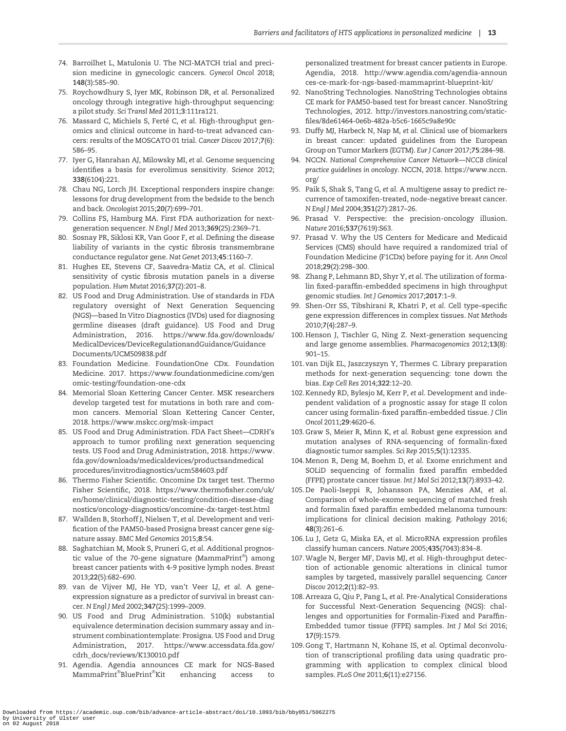74. Barroilhet L, Matulonis U. The NCI-MATCH trial and precision medicine in gynecologic cancers. *Gynecol Oncol* 2018; **148**(3):585–90.
75. Roychowdhury S, Iyer MK, Robinson DR, *et al.* Personalized oncology through integrative high-throughput sequencing: a pilot study. *Sci Transl Med* 2011;**3**:111ra121.
76. Massard C, Michiels S, Ferté C, *et al.* High-throughput genomics and clinical outcome in hard-to-treat advanced cancers: results of the MOSCATO 01 trial. *Cancer Discov* 2017;**7**(6): 586–95.
77. Iyer G, Hanrahan AJ, Milowsky MI, *et al.* Genome sequencing identifies a basis for everolimus sensitivity. *Science* 2012; **338**(6104):221.
78. Chau NG, Lorch JH. Exceptional responders inspire change: lessons for drug development from the bedside to the bench and back. *Oncologist* 2015;**20**(7):699–701.
79. Collins FS, Hamburg MA. First FDA authorization for next-generation sequencer. *N Engl J Med* 2013;**369**(25):2369–71.
80. Sosnay PR, Siklosi KR, Van Goor F, *et al.* Defining the disease liability of variants in the cystic fibrosis transmembrane conductance regulator gene. *Nat Genet* 2013;**45**:1160–7.
81. Hughes EE, Stevens CF, Saavedra-Matiz CA, *et al.* Clinical sensitivity of cystic fibrosis mutation panels in a diverse population. *Hum Mutat* 2016;**37**(2):201–8.
82. US Food and Drug Administration. Use of standards in FDA regulatory oversight of Next Generation Sequencing (NGS)—based In Vitro Diagnostics (IVDs) used for diagnosing germline diseases (draft guidance). US Food and Drug Administration, 2016. https://www.fda.gov/downloads/MedicalDevices/DeviceRegulationandGuidance/GuidanceDocuments/UCM509838.pdf
83. Foundation Medicine. FoundationOne CDx. Foundation Medicine. 2017. https://www.foundationmedicine.com/genomic-testing/foundation-one-cdx
84. Memorial Sloan Kettering Cancer Center. MSK researchers develop targeted test for mutations in both rare and common cancers. Memorial Sloan Kettering Cancer Center, 2018. https://www.mskcc.org/msk-impact
85. US Food and Drug Administration. FDA Fact Sheet—CDRH's approach to tumor profiling next generation sequencing tests. US Food and Drug Administration, 2018. https://www.fda.gov/downloads/medicaldevices/productsandmedicalprocedures/invitrodiagnostics/ucm584603.pdf
86. Thermo Fisher Scientific. Oncomine Dx target test. Thermo Fisher Scientific, 2018. https://www.thermofisher.com/uk/en/home/clinical/diagnostic-testing/condition-disease-diagnostics/oncology-diagnostics/oncomine-dx-target-test.html
87. Wallden B, Storhoff J, Nielsen T, *et al.* Development and verification of the PAM50-based Prosigna breast cancer gene signature assay. *BMC Med Genomics* 2015;**8**:54.
88. Saghatchian M, Mook S, Pruneri G, *et al.* Additional prognostic value of the 70-gene signature (MammaPrint®) among breast cancer patients with 4-9 positive lymph nodes. *Breast* 2013;**22**(5):682–690.
89. van de Vijver MJ, He YD, van't Veer LJ, *et al.* A gene-expression signature as a predictor of survival in breast cancer. *N Engl J Med* 2002;**347**(25):1999–2009.
90. US Food and Drug Administration. 510(k) substantial equivalence determination decision summary assay and instrument combinationtemplate: Prosigna. US Food and Drug Administration, 2017. https://www.accessdata.fda.gov/cdrh_docs/reviews/K130010.pdf
91. Agendia. Agendia announces CE mark for NGS-Based MammaPrint®BluePrint®Kit enhancing access to personalized treatment for breast cancer patients in Europe. Agendia, 2018. http://www.agendia.com/agendia-announces-ce-mark-for-ngs-based-mammaprint-blueprint-kit/
92. NanoString Technologies. NanoString Technologies obtains CE mark for PAM50-based test for breast cancer. NanoString Technologies, 2012. http://investors.nanostring.com/static-files/8de61464-0e6b-482a-b5c6-1665c9a8e90c
93. Duffy MJ, Harbeck N, Nap M, *et al.* Clinical use of biomarkers in breast cancer: updated guidelines from the European Group on Tumor Markers (EGTM). *Eur J Cancer* 2017;**75**:284–98.
94. NCCN. *National Comprehensive Cancer Network—NCCB clinical practice guidelines in oncology*. NCCN, 2018. https://www.nccn.org/
95. Paik S, Shak S, Tang G, *et al.* A multigene assay to predict recurrence of tamoxifen-treated, node-negative breast cancer. *N Engl J Med* 2004;**351**(27):2817–26.
96. Prasad V. Perspective: the precision-oncology illusion. *Nature* 2016;**537**(7619):S63.
97. Prasad V. Why the US Centers for Medicare and Medicaid Services (CMS) should have required a randomized trial of Foundation Medicine (F1CDx) before paying for it. *Ann Oncol* 2018;**29**(2):298–300.
98. Zhang P, Lehmann BD, Shyr Y, *et al.* The utilization of formalin fixed-paraffin-embedded specimens in high throughput genomic studies. *Int J Genomics* 2017;**2017**:1–9.
99. Shen-Orr SS, Tibshirani R, Khatri P, *et al.* Cell type–specific gene expression differences in complex tissues. *Nat Methods* 2010;**7**(4):287–9.
100. Henson J, Tischler G, Ning Z. Next-generation sequencing and large genome assemblies. *Pharmacogenomics* 2012;**13**(8): 901–15.
101. van Dijk EL, Jaszczyszyn Y, Thermes C. Library preparation methods for next-generation sequencing: tone down the bias. *Exp Cell Res* 2014;**322**:12–20.
102. Kennedy RD, Bylesjo M, Kerr P, *et al.* Development and independent validation of a prognostic assay for stage II colon cancer using formalin-fixed paraffin-embedded tissue. *J Clin Oncol* 2011;**29**:4620–6.
103. Graw S, Meier R, Minn K, *et al.* Robust gene expression and mutation analyses of RNA-sequencing of formalin-fixed diagnostic tumor samples. *Sci Rep* 2015;**5**(1):12335.
104. Menon R, Deng M, Boehm D, *et al.* Exome enrichment and SOLiD sequencing of formalin fixed paraffin embedded (FFPE) prostate cancer tissue. *Int J Mol Sci* 2012;**13**(7):8933–42.
105. De Paoli-Iseppi R, Johansson PA, Menzies AM, *et al.* Comparison of whole-exome sequencing of matched fresh and formalin fixed paraffin embedded melanoma tumours: implications for clinical decision making. *Pathology* 2016; **48**(3):261–6.
106. Lu J, Getz G, Miska EA, *et al.* MicroRNA expression profiles classify human cancers. *Nature* 2005;**435**(7043):834–8.
107. Wagle N, Berger MF, Davis MJ, *et al.* High-throughput detection of actionable genomic alterations in clinical tumor samples by targeted, massively parallel sequencing. *Cancer Discov* 2012;**2**(1):82–93.
108. Arreaza G, Qiu P, Pang L, *et al.* Pre-Analytical Considerations for Successful Next-Generation Sequencing (NGS): challenges and opportunities for Formalin-Fixed and Paraffin-Embedded tumor tissue (FFPE) samples. *Int J Mol Sci* 2016; **17**(9):1579.
109. Gong T, Hartmann N, Kohane IS, *et al.* Optimal deconvolution of transcriptional profiling data using quadratic programming with application to complex clinical blood samples. *PLoS One* 2011;**6**(11):e27156.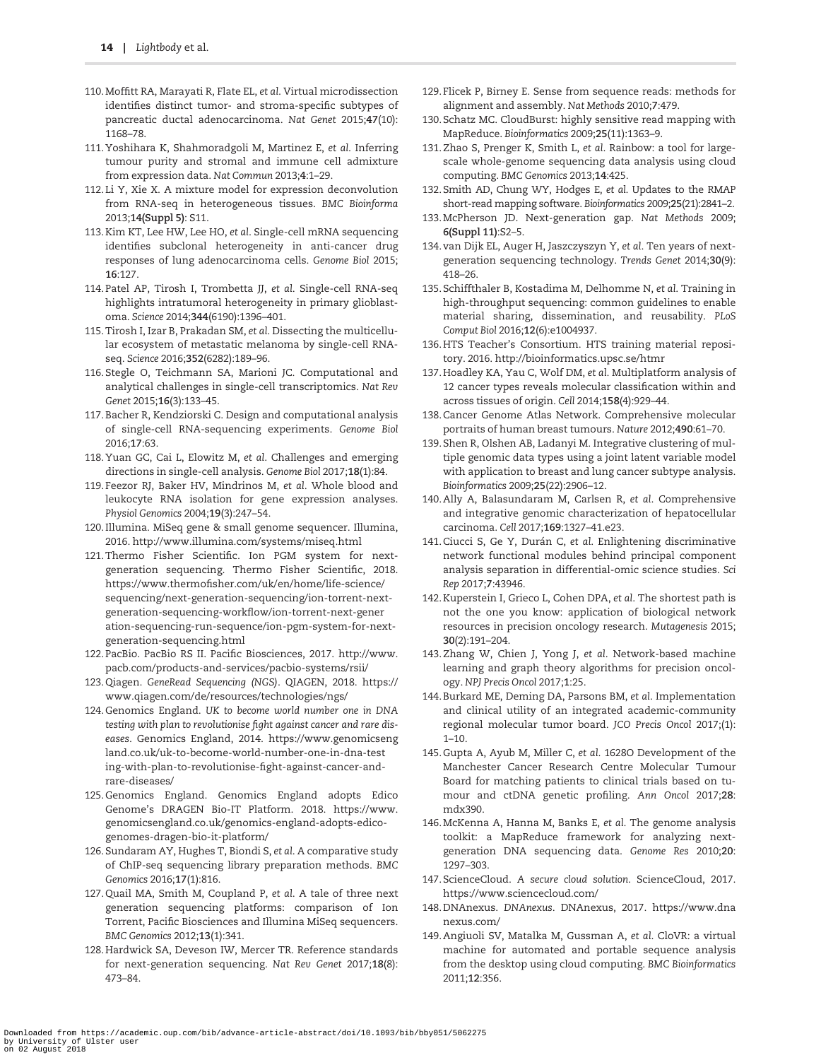110. Moffitt RA, Marayati R, Flate EL, *et al*. Virtual microdissection identifies distinct tumor- and stroma-specific subtypes of pancreatic ductal adenocarcinoma. *Nat Genet* 2015;**47**(10): 1168–78.
111. Yoshihara K, Shahmoradgoli M, Martinez E, *et al*. Inferring tumour purity and stromal and immune cell admixture from expression data. *Nat Commun* 2013;**4**:1–29.
112. Li Y, Xie X. A mixture model for expression deconvolution from RNA-seq in heterogeneous tissues. *BMC Bioinforma* 2013;**14(Suppl 5)**: S11.
113. Kim KT, Lee HW, Lee HO, *et al*. Single-cell mRNA sequencing identifies subclonal heterogeneity in anti-cancer drug responses of lung adenocarcinoma cells. *Genome Biol* 2015; **16**:127.
114. Patel AP, Tirosh I, Trombetta JJ, *et al*. Single-cell RNA-seq highlights intratumoral heterogeneity in primary glioblastoma. *Science* 2014;**344**(6190):1396–401.
115. Tirosh I, Izar B, Prakadan SM, *et al*. Dissecting the multicellular ecosystem of metastatic melanoma by single-cell RNA-seq. *Science* 2016;**352**(6282):189–96.
116. Stegle O, Teichmann SA, Marioni JC. Computational and analytical challenges in single-cell transcriptomics. *Nat Rev Genet* 2015;**16**(3):133–45.
117. Bacher R, Kendziorski C. Design and computational analysis of single-cell RNA-sequencing experiments. *Genome Biol* 2016;**17**:63.
118. Yuan GC, Cai L, Elowitz M, *et al*. Challenges and emerging directions in single-cell analysis. *Genome Biol* 2017;**18**(1):84.
119. Feezor RJ, Baker HV, Mindrinos M, *et al*. Whole blood and leukocyte RNA isolation for gene expression analyses. *Physiol Genomics* 2004;**19**(3):247–54.
120. Illumina. MiSeq gene & small genome sequencer. Illumina, 2016. http://www.illumina.com/systems/miseq.html
121. Thermo Fisher Scientific. Ion PGM system for next-generation sequencing. Thermo Fisher Scientific, 2018. https://www.thermofisher.com/uk/en/home/life-science/sequencing/next-generation-sequencing/ion-torrent-next-generation-sequencing-workflow/ion-torrent-next-generation-sequencing-run-sequence/ion-pgm-system-for-next-generation-sequencing.html
122. PacBio. PacBio RS II. Pacific Biosciences, 2017. http://www.pacb.com/products-and-services/pacbio-systems/rsii/
123. Qiagen. *GeneRead Sequencing (NGS)*. QIAGEN, 2018. https://www.qiagen.com/de/resources/technologies/ngs/
124. Genomics England. *UK to become world number one in DNA testing with plan to revolutionise fight against cancer and rare diseases*. Genomics England, 2014. https://www.genomicsengland.co.uk/uk-to-become-world-number-one-in-dna-testing-with-plan-to-revolutionise-fight-against-cancer-and-rare-diseases/
125. Genomics England. Genomics England adopts Edico Genome's DRAGEN Bio-IT Platform. 2018. https://www.genomicsengland.co.uk/genomics-england-adopts-edico-genomes-dragen-bio-it-platform/
126. Sundaram AY, Hughes T, Biondi S, *et al*. A comparative study of ChIP-seq sequencing library preparation methods. *BMC Genomics* 2016;**17**(1):816.
127. Quail MA, Smith M, Coupland P, *et al*. A tale of three next generation sequencing platforms: comparison of Ion Torrent, Pacific Biosciences and Illumina MiSeq sequencers. *BMC Genomics* 2012;**13**(1):341.
128. Hardwick SA, Deveson IW, Mercer TR. Reference standards for next-generation sequencing. *Nat Rev Genet* 2017;**18**(8): 473–84.
129. Flicek P, Birney E. Sense from sequence reads: methods for alignment and assembly. *Nat Methods* 2010;**7**:479.
130. Schatz MC. CloudBurst: highly sensitive read mapping with MapReduce. *Bioinformatics* 2009;**25**(11):1363–9.
131. Zhao S, Prenger K, Smith L, *et al*. Rainbow: a tool for large-scale whole-genome sequencing data analysis using cloud computing. *BMC Genomics* 2013;**14**:425.
132. Smith AD, Chung WY, Hodges E, *et al*. Updates to the RMAP short-read mapping software. *Bioinformatics* 2009;**25**(21):2841–2.
133. McPherson JD. Next-generation gap. *Nat Methods* 2009; **6(Suppl 11)**:S2–5.
134. van Dijk EL, Auger H, Jaszczyszyn Y, *et al*. Ten years of next-generation sequencing technology. *Trends Genet* 2014;**30**(9): 418–26.
135. Schiffthaler B, Kostadima M, Delhomme N, *et al*. Training in high-throughput sequencing: common guidelines to enable material sharing, dissemination, and reusability. *PLoS Comput Biol* 2016;**12**(6):e1004937.
136. HTS Teacher's Consortium. HTS training material repository. 2016. http://bioinformatics.upsc.se/htmr
137. Hoadley KA, Yau C, Wolf DM, *et al*. Multiplatform analysis of 12 cancer types reveals molecular classification within and across tissues of origin. *Cell* 2014;**158**(4):929–44.
138. Cancer Genome Atlas Network. Comprehensive molecular portraits of human breast tumours. *Nature* 2012;**490**:61–70.
139. Shen R, Olshen AB, Ladanyi M. Integrative clustering of multiple genomic data types using a joint latent variable model with application to breast and lung cancer subtype analysis. *Bioinformatics* 2009;**25**(22):2906–12.
140. Ally A, Balasundaram M, Carlsen R, *et al*. Comprehensive and integrative genomic characterization of hepatocellular carcinoma. *Cell* 2017;**169**:1327–41.e23.
141. Ciucci S, Ge Y, Durán C, *et al*. Enlightening discriminative network functional modules behind principal component analysis separation in differential-omic science studies. *Sci Rep* 2017;**7**:43946.
142. Kuperstein I, Grieco L, Cohen DPA, *et al*. The shortest path is not the one you know: application of biological network resources in precision oncology research. *Mutagenesis* 2015; **30**(2):191–204.
143. Zhang W, Chien J, Yong J, *et al*. Network-based machine learning and graph theory algorithms for precision oncology. *NPJ Precis Oncol* 2017;**1**:25.
144. Burkard ME, Deming DA, Parsons BM, *et al*. Implementation and clinical utility of an integrated academic-community regional molecular tumor board. *JCO Precis Oncol* 2017;(1): 1–10.
145. Gupta A, Ayub M, Miller C, *et al*. 1628O Development of the Manchester Cancer Research Centre Molecular Tumour Board for matching patients to clinical trials based on tumour and ctDNA genetic profiling. *Ann Oncol* 2017;**28**: mdx390.
146. McKenna A, Hanna M, Banks E, *et al*. The genome analysis toolkit: a MapReduce framework for analyzing next-generation DNA sequencing data. *Genome Res* 2010;**20**: 1297–303.
147. ScienceCloud. *A secure cloud solution*. ScienceCloud, 2017. https://www.sciencecloud.com/
148. DNAnexus. *DNAnexus*. DNAnexus, 2017. https://www.dnanexus.com/
149. Angiuoli SV, Matalka M, Gussman A, *et al*. CloVR: a virtual machine for automated and portable sequence analysis from the desktop using cloud computing. *BMC Bioinformatics* 2011;**12**:356.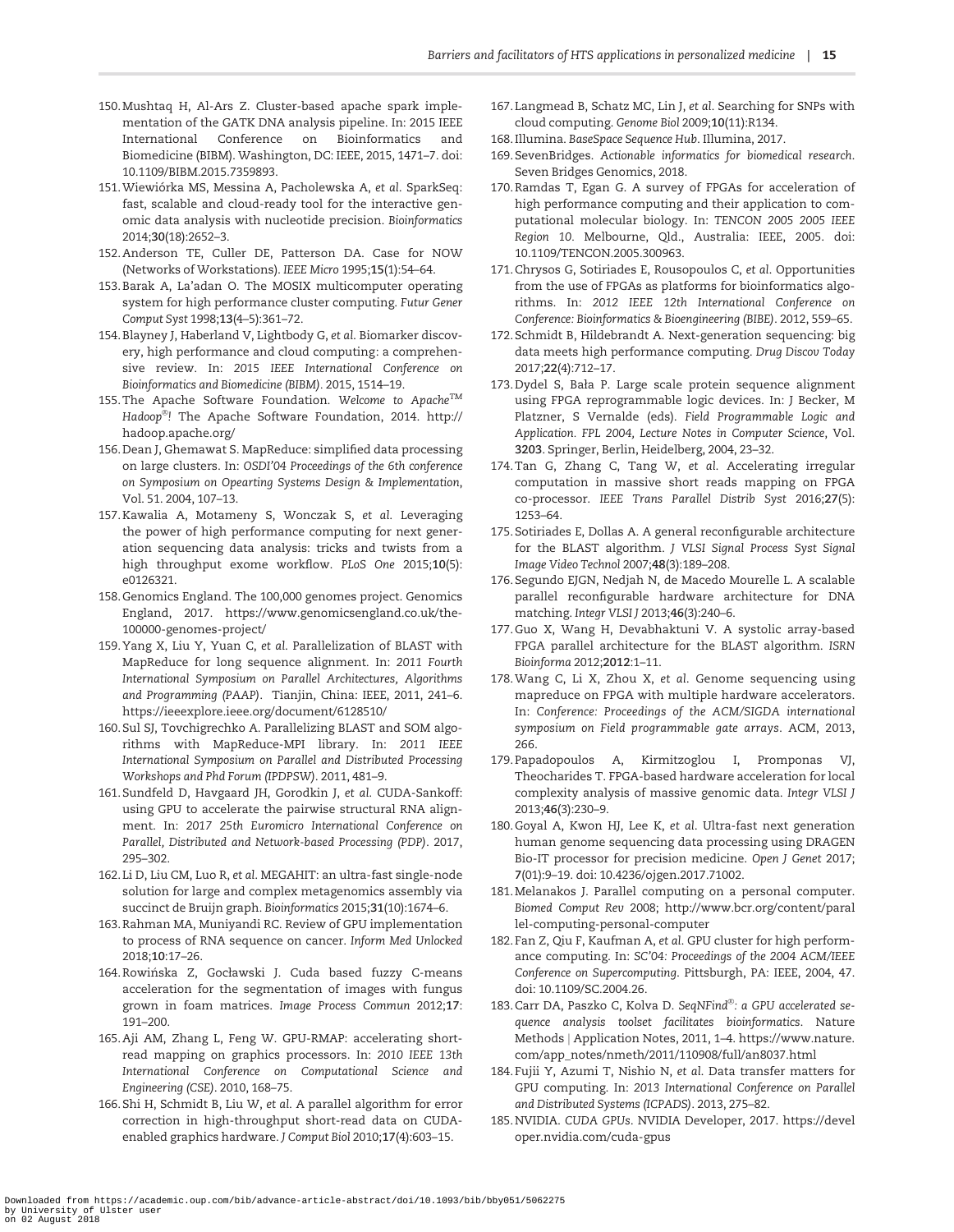150. Mushtaq H, Al-Ars Z. Cluster-based apache spark implementation of the GATK DNA analysis pipeline. In: 2015 IEEE International Conference on Bioinformatics and Biomedicine (BIBM). Washington, DC: IEEE, 2015, 1471–7. doi: 10.1109/BIBM.2015.7359893.
151. Wiewiórka MS, Messina A, Pacholewska A, *et al*. SparkSeq: fast, scalable and cloud-ready tool for the interactive genomic data analysis with nucleotide precision. *Bioinformatics* 2014;**30**(18):2652–3.
152. Anderson TE, Culler DE, Patterson DA. Case for NOW (Networks of Workstations). *IEEE Micro* 1995;**15**(1):54–64.
153. Barak A, La'adan O. The MOSIX multicomputer operating system for high performance cluster computing. *Futur Gener Comput Syst* 1998;**13**(4–5):361–72.
154. Blayney J, Haberland V, Lightbody G, *et al*. Biomarker discovery, high performance and cloud computing: a comprehensive review. In: *2015 IEEE International Conference on Bioinformatics and Biomedicine (BIBM)*. 2015, 1514–19.
155. The Apache Software Foundation. *Welcome to Apache™ Hadoop®!* The Apache Software Foundation, 2014. http://hadoop.apache.org/
156. Dean J, Ghemawat S. MapReduce: simplified data processing on large clusters. In: *OSDI'04 Proceedings of the 6th conference on Symposium on Opearting Systems Design & Implementation*, Vol. 51. 2004, 107–13.
157. Kawalia A, Motameny S, Wonczak S, *et al*. Leveraging the power of high performance computing for next generation sequencing data analysis: tricks and twists from a high throughput exome workflow. *PLoS One* 2015;**10**(5): e0126321.
158. Genomics England. The 100,000 genomes project. Genomics England, 2017. https://www.genomicsengland.co.uk/the-100000-genomes-project/
159. Yang X, Liu Y, Yuan C, *et al*. Parallelization of BLAST with MapReduce for long sequence alignment. In: *2011 Fourth International Symposium on Parallel Architectures, Algorithms and Programming (PAAP)*. Tianjin, China: IEEE, 2011, 241–6. https://ieeexplore.ieee.org/document/6128510/
160. Sul SJ, Tovchigrechko A. Parallelizing BLAST and SOM algorithms with MapReduce-MPI library. In: *2011 IEEE International Symposium on Parallel and Distributed Processing Workshops and Phd Forum (IPDPSW)*. 2011, 481–9.
161. Sundfeld D, Havgaard JH, Gorodkin J, *et al*. CUDA-Sankoff: using GPU to accelerate the pairwise structural RNA alignment. In: *2017 25th Euromicro International Conference on Parallel, Distributed and Network-based Processing (PDP)*. 2017, 295–302.
162. Li D, Liu CM, Luo R, *et al*. MEGAHIT: an ultra-fast single-node solution for large and complex metagenomics assembly via succinct de Bruijn graph. *Bioinformatics* 2015;**31**(10):1674–6.
163. Rahman MA, Muniyandi RC. Review of GPU implementation to process of RNA sequence on cancer. *Inform Med Unlocked* 2018;**10**:17–26.
164. Rowińska Z, Gocławski J. Cuda based fuzzy C-means acceleration for the segmentation of images with fungus grown in foam matrices. *Image Process Commun* 2012;**17**: 191–200.
165. Aji AM, Zhang L, Feng W. GPU-RMAP: accelerating short-read mapping on graphics processors. In: *2010 IEEE 13th International Conference on Computational Science and Engineering (CSE)*. 2010, 168–75.
166. Shi H, Schmidt B, Liu W, *et al*. A parallel algorithm for error correction in high-throughput short-read data on CUDA-enabled graphics hardware. *J Comput Biol* 2010;**17**(4):603–15.
167. Langmead B, Schatz MC, Lin J, *et al*. Searching for SNPs with cloud computing. *Genome Biol* 2009;**10**(11):R134.
168. Illumina. *BaseSpace Sequence Hub*. Illumina, 2017.
169. SevenBridges. *Actionable informatics for biomedical research*. Seven Bridges Genomics, 2018.
170. Ramdas T, Egan G. A survey of FPGAs for acceleration of high performance computing and their application to computational molecular biology. In: *TENCON 2005 2005 IEEE Region 10*. Melbourne, Qld., Australia: IEEE, 2005. doi: 10.1109/TENCON.2005.300963.
171. Chrysos G, Sotiriades E, Rousopoulos C, *et al*. Opportunities from the use of FPGAs as platforms for bioinformatics algorithms. In: *2012 IEEE 12th International Conference on Conference: Bioinformatics & Bioengineering (BIBE)*. 2012, 559–65.
172. Schmidt B, Hildebrandt A. Next-generation sequencing: big data meets high performance computing. *Drug Discov Today* 2017;**22**(4):712–17.
173. Dydel S, Bała P. Large scale protein sequence alignment using FPGA reprogrammable logic devices. In: J Becker, M Platzner, S Vernalde (eds). *Field Programmable Logic and Application. FPL 2004, Lecture Notes in Computer Science*, Vol. **3203**. Springer, Berlin, Heidelberg, 2004, 23–32.
174. Tan G, Zhang C, Tang W, *et al*. Accelerating irregular computation in massive short reads mapping on FPGA co-processor. *IEEE Trans Parallel Distrib Syst* 2016;**27**(5): 1253–64.
175. Sotiriades E, Dollas A. A general reconfigurable architecture for the BLAST algorithm. *J VLSI Signal Process Syst Signal Image Video Technol* 2007;**48**(3):189–208.
176. Segundo EJGN, Nedjah N, de Macedo Mourelle L. A scalable parallel reconfigurable hardware architecture for DNA matching. *Integr VLSI J* 2013;**46**(3):240–6.
177. Guo X, Wang H, Devabhaktuni V. A systolic array-based FPGA parallel architecture for the BLAST algorithm. *ISRN Bioinforma* 2012;**2012**:1–11.
178. Wang C, Li X, Zhou X, *et al*. Genome sequencing using mapreduce on FPGA with multiple hardware accelerators. In: *Conference: Proceedings of the ACM/SIGDA international symposium on Field programmable gate arrays*. ACM, 2013, 266.
179. Papadopoulos A, Kirmitzoglou I, Promponas VJ, Theocharides T. FPGA-based hardware acceleration for local complexity analysis of massive genomic data. *Integr VLSI J* 2013;**46**(3):230–9.
180. Goyal A, Kwon HJ, Lee K, *et al*. Ultra-fast next generation human genome sequencing data processing using DRAGEN Bio-IT processor for precision medicine. *Open J Genet* 2017; **7**(01):9–19. doi: 10.4236/ojgen.2017.71002.
181. Melanakos J. Parallel computing on a personal computer. *Biomed Comput Rev* 2008; http://www.bcr.org/content/parallel-computing-personal-computer
182. Fan Z, Qiu F, Kaufman A, *et al*. GPU cluster for high performance computing. In: *SC'04: Proceedings of the 2004 ACM/IEEE Conference on Supercomputing*. Pittsburgh, PA: IEEE, 2004, 47. doi: 10.1109/SC.2004.26.
183. Carr DA, Paszko C, Kolva D. *SeqNFind®: a GPU accelerated sequence analysis toolset facilitates bioinformatics*. Nature Methods | Application Notes, 2011, 1–4. https://www.nature.com/app_notes/nmeth/2011/110908/full/an8037.html
184. Fujii Y, Azumi T, Nishio N, *et al*. Data transfer matters for GPU computing. In: *2013 International Conference on Parallel and Distributed Systems (ICPADS)*. 2013, 275–82.
185. NVIDIA. *CUDA GPUs*. NVIDIA Developer, 2017. https://developer.nvidia.com/cuda-gpus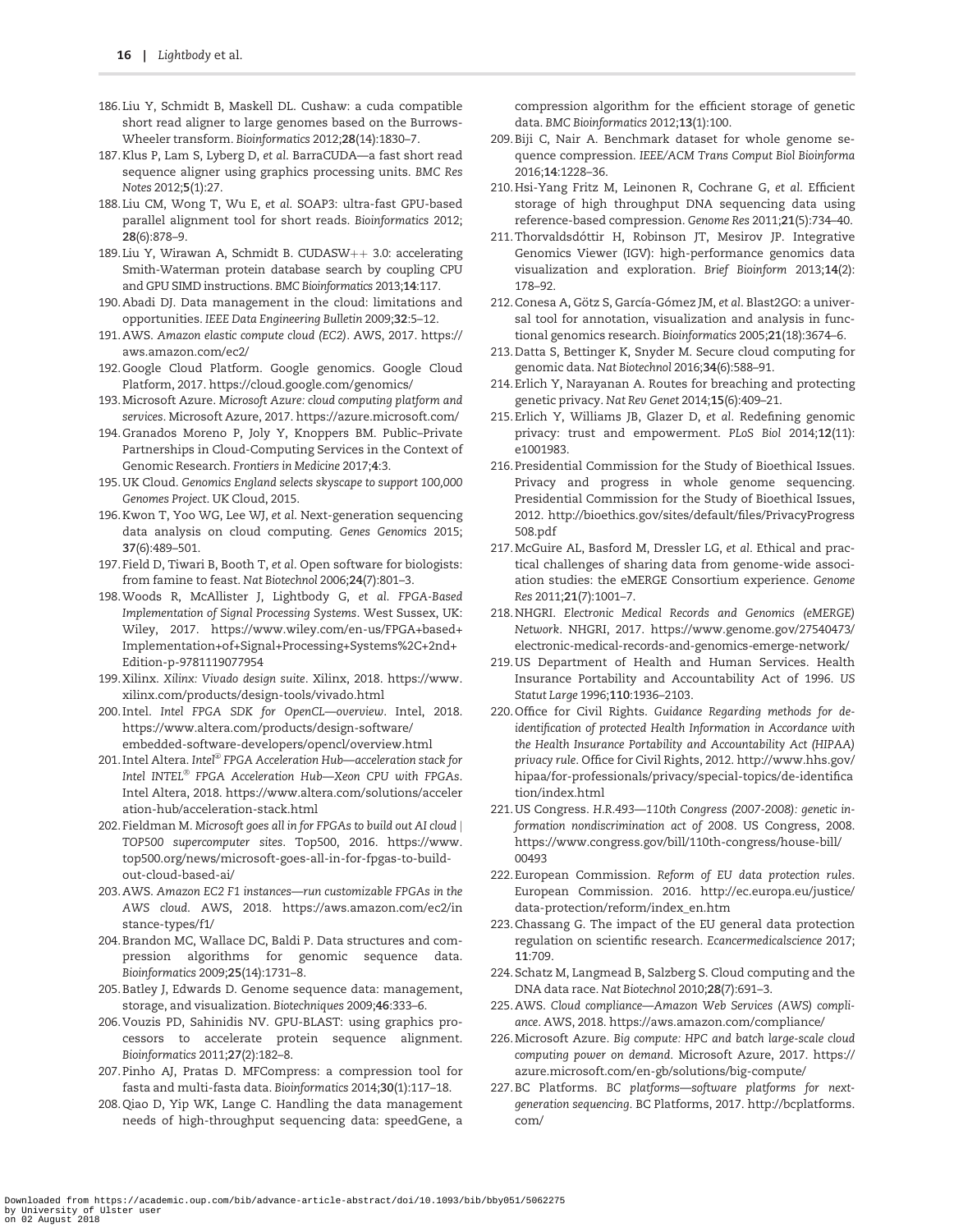186. Liu Y, Schmidt B, Maskell DL. Cushaw: a cuda compatible short read aligner to large genomes based on the Burrows-Wheeler transform. *Bioinformatics* 2012;**28**(14):1830–7.
187. Klus P, Lam S, Lyberg D, *et al.* BarraCUDA—a fast short read sequence aligner using graphics processing units. *BMC Res Notes* 2012;**5**(1):27.
188. Liu CM, Wong T, Wu E, *et al.* SOAP3: ultra-fast GPU-based parallel alignment tool for short reads. *Bioinformatics* 2012; **28**(6):878–9.
189. Liu Y, Wirawan A, Schmidt B. CUDASW++ 3.0: accelerating Smith-Waterman protein database search by coupling CPU and GPU SIMD instructions. *BMC Bioinformatics* 2013;**14**:117.
190. Abadi DJ. Data management in the cloud: limitations and opportunities. *IEEE Data Engineering Bulletin* 2009;**32**:5–12.
191. AWS. *Amazon elastic compute cloud (EC2)*. AWS, 2017. https://aws.amazon.com/ec2/
192. Google Cloud Platform. Google genomics. Google Cloud Platform, 2017. https://cloud.google.com/genomics/
193. Microsoft Azure. *Microsoft Azure: cloud computing platform and services*. Microsoft Azure, 2017. https://azure.microsoft.com/
194. Granados Moreno P, Joly Y, Knoppers BM. Public–Private Partnerships in Cloud-Computing Services in the Context of Genomic Research. *Frontiers in Medicine* 2017;**4**:3.
195. UK Cloud. *Genomics England selects skyscape to support 100,000 Genomes Project*. UK Cloud, 2015.
196. Kwon T, Yoo WG, Lee WJ, *et al.* Next-generation sequencing data analysis on cloud computing. *Genes Genomics* 2015; **37**(6):489–501.
197. Field D, Tiwari B, Booth T, *et al.* Open software for biologists: from famine to feast. *Nat Biotechnol* 2006;**24**(7):801–3.
198. Woods R, McAllister J, Lightbody G, *et al. FPGA-Based Implementation of Signal Processing Systems*. West Sussex, UK: Wiley, 2017. https://www.wiley.com/en-us/FPGA+based+Implementation+of+Signal+Processing+Systems%2C+2nd+Edition-p-9781119077954
199. Xilinx. *Xilinx: Vivado design suite*. Xilinx, 2018. https://www.xilinx.com/products/design-tools/vivado.html
200. Intel. *Intel FPGA SDK for OpenCL—overview*. Intel, 2018. https://www.altera.com/products/design-software/embedded-software-developers/opencl/overview.html
201. Intel Altera. *Intel® FPGA Acceleration Hub—acceleration stack for Intel INTEL® FPGA Acceleration Hub—Xeon CPU with FPGAs*. Intel Altera, 2018. https://www.altera.com/solutions/acceleration-hub/acceleration-stack.html
202. Fieldman M. *Microsoft goes all in for FPGAs to build out AI cloud | TOP500 supercomputer sites*. Top500, 2016. https://www.top500.org/news/microsoft-goes-all-in-for-fpgas-to-build-out-cloud-based-ai/
203. AWS. *Amazon EC2 F1 instances—run customizable FPGAs in the AWS cloud*. AWS, 2018. https://aws.amazon.com/ec2/instance-types/f1/
204. Brandon MC, Wallace DC, Baldi P. Data structures and compression algorithms for genomic sequence data. *Bioinformatics* 2009;**25**(14):1731–8.
205. Batley J, Edwards D. Genome sequence data: management, storage, and visualization. *Biotechniques* 2009;**46**:333–6.
206. Vouzis PD, Sahinidis NV. GPU-BLAST: using graphics processors to accelerate protein sequence alignment. *Bioinformatics* 2011;**27**(2):182–8.
207. Pinho AJ, Pratas D. MFCompress: a compression tool for fasta and multi-fasta data. *Bioinformatics* 2014;**30**(1):117–18.
208. Qiao D, Yip WK, Lange C. Handling the data management needs of high-throughput sequencing data: speedGene, a compression algorithm for the efficient storage of genetic data. *BMC Bioinformatics* 2012;**13**(1):100.
209. Biji C, Nair A. Benchmark dataset for whole genome sequence compression. *IEEE/ACM Trans Comput Biol Bioinforma* 2016;**14**:1228–36.
210. Hsi-Yang Fritz M, Leinonen R, Cochrane G, *et al.* Efficient storage of high throughput DNA sequencing data using reference-based compression. *Genome Res* 2011;**21**(5):734–40.
211. Thorvaldsdóttir H, Robinson JT, Mesirov JP. Integrative Genomics Viewer (IGV): high-performance genomics data visualization and exploration. *Brief Bioinform* 2013;**14**(2): 178–92.
212. Conesa A, Götz S, García-Gómez JM, *et al.* Blast2GO: a universal tool for annotation, visualization and analysis in functional genomics research. *Bioinformatics* 2005;**21**(18):3674–6.
213. Datta S, Bettinger K, Snyder M. Secure cloud computing for genomic data. *Nat Biotechnol* 2016;**34**(6):588–91.
214. Erlich Y, Narayanan A. Routes for breaching and protecting genetic privacy. *Nat Rev Genet* 2014;**15**(6):409–21.
215. Erlich Y, Williams JB, Glazer D, *et al.* Redefining genomic privacy: trust and empowerment. *PLoS Biol* 2014;**12**(11): e1001983.
216. Presidential Commission for the Study of Bioethical Issues. Privacy and progress in whole genome sequencing. Presidential Commission for the Study of Bioethical Issues, 2012. http://bioethics.gov/sites/default/files/PrivacyProgress508.pdf
217. McGuire AL, Basford M, Dressler LG, *et al.* Ethical and practical challenges of sharing data from genome-wide association studies: the eMERGE Consortium experience. *Genome Res* 2011;**21**(7):1001–7.
218. NHGRI. *Electronic Medical Records and Genomics (eMERGE) Network*. NHGRI, 2017. https://www.genome.gov/27540473/electronic-medical-records-and-genomics-emerge-network/
219. US Department of Health and Human Services. Health Insurance Portability and Accountability Act of 1996. *US Statut Large* 1996;**110**:1936–2103.
220. Office for Civil Rights. *Guidance Regarding methods for de-identification of protected Health Information in Accordance with the Health Insurance Portability and Accountability Act (HIPAA) privacy rule*. Office for Civil Rights, 2012. http://www.hhs.gov/hipaa/for-professionals/privacy/special-topics/de-identification/index.html
221. US Congress. *H.R.493—110th Congress (2007-2008): genetic information nondiscrimination act of 2008*. US Congress, 2008. https://www.congress.gov/bill/110th-congress/house-bill/00493
222. European Commission. *Reform of EU data protection rules*. European Commission. 2016. http://ec.europa.eu/justice/data-protection/reform/index_en.htm
223. Chassang G. The impact of the EU general data protection regulation on scientific research. *Ecancermedicalscience* 2017; **11**:709.
224. Schatz M, Langmead B, Salzberg S. Cloud computing and the DNA data race. *Nat Biotechnol* 2010;**28**(7):691–3.
225. AWS. *Cloud compliance—Amazon Web Services (AWS) compliance*. AWS, 2018. https://aws.amazon.com/compliance/
226. Microsoft Azure. *Big compute: HPC and batch large-scale cloud computing power on demand*. Microsoft Azure, 2017. https://azure.microsoft.com/en-gb/solutions/big-compute/
227. BC Platforms. *BC platforms—software platforms for next-generation sequencing*. BC Platforms, 2017. http://bcplatforms.com/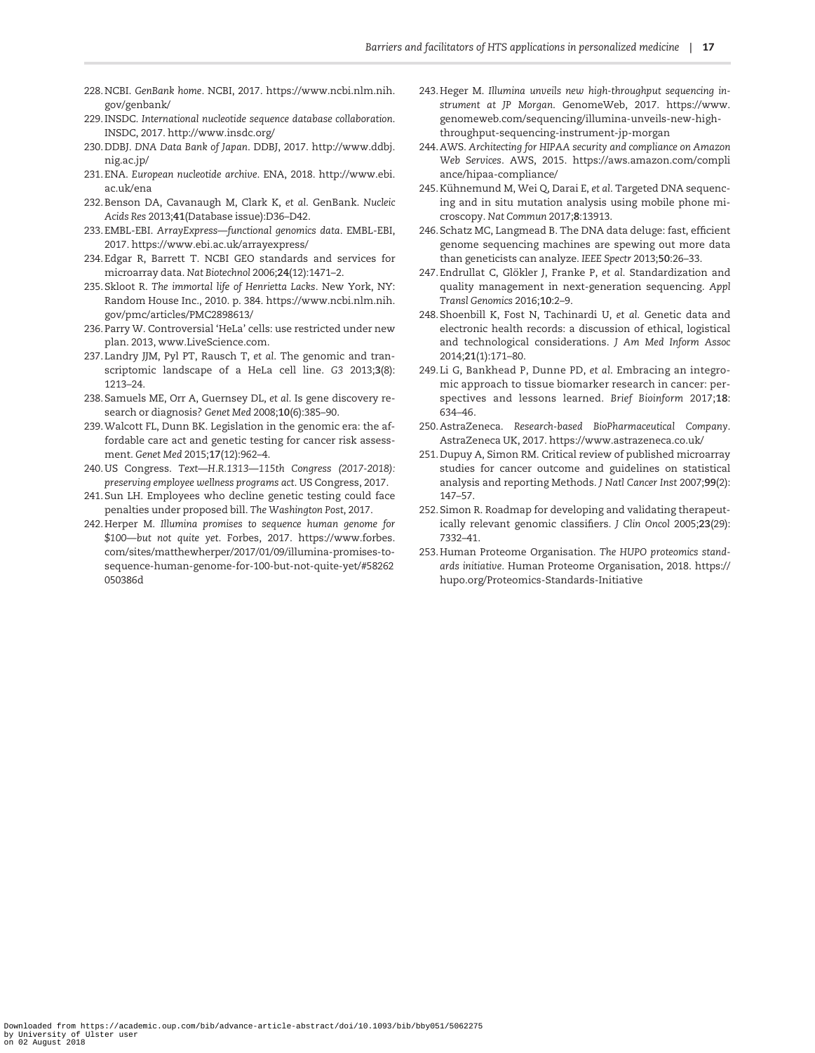228. NCBI. *GenBank home*. NCBI, 2017. https://www.ncbi.nlm.nih.gov/genbank/
229. INSDC. *International nucleotide sequence database collaboration*. INSDC, 2017. http://www.insdc.org/
230. DDBJ. *DNA Data Bank of Japan*. DDBJ, 2017. http://www.ddbj.nig.ac.jp/
231. ENA. *European nucleotide archive*. ENA, 2018. http://www.ebi.ac.uk/ena
232. Benson DA, Cavanaugh M, Clark K, *et al*. GenBank. *Nucleic Acids Res* 2013;**41**(Database issue):D36–D42.
233. EMBL-EBI. *ArrayExpress—functional genomics data*. EMBL-EBI, 2017. https://www.ebi.ac.uk/arrayexpress/
234. Edgar R, Barrett T. NCBI GEO standards and services for microarray data. *Nat Biotechnol* 2006;**24**(12):1471–2.
235. Skloot R. *The immortal life of Henrietta Lacks*. New York, NY: Random House Inc., 2010. p. 384. https://www.ncbi.nlm.nih.gov/pmc/articles/PMC2898613/
236. Parry W. Controversial 'HeLa' cells: use restricted under new plan. 2013, www.LiveScience.com.
237. Landry JJM, Pyl PT, Rausch T, *et al*. The genomic and transcriptomic landscape of a HeLa cell line. *G3* 2013;**3**(8):1213–24.
238. Samuels ME, Orr A, Guernsey DL, *et al*. Is gene discovery research or diagnosis? *Genet Med* 2008;**10**(6):385–90.
239. Walcott FL, Dunn BK. Legislation in the genomic era: the affordable care act and genetic testing for cancer risk assessment. *Genet Med* 2015;**17**(12):962–4.
240. US Congress. *Text—H.R.1313—115th Congress (2017-2018): preserving employee wellness programs act*. US Congress, 2017.
241. Sun LH. Employees who decline genetic testing could face penalties under proposed bill. *The Washington Post*, 2017.
242. Herper M. *Illumina promises to sequence human genome for $100—but not quite yet*. Forbes, 2017. https://www.forbes.com/sites/matthewherper/2017/01/09/illumina-promises-to-sequence-human-genome-for-100-but-not-quite-yet/#58262050386d
243. Heger M. *Illumina unveils new high-throughput sequencing instrument at JP Morgan*. GenomeWeb, 2017. https://www.genomeweb.com/sequencing/illumina-unveils-new-high-throughput-sequencing-instrument-jp-morgan
244. AWS. *Architecting for HIPAA security and compliance on Amazon Web Services*. AWS, 2015. https://aws.amazon.com/compliance/hipaa-compliance/
245. Kühnemund M, Wei Q, Darai E, *et al*. Targeted DNA sequencing and in situ mutation analysis using mobile phone microscopy. *Nat Commun* 2017;**8**:13913.
246. Schatz MC, Langmead B. The DNA data deluge: fast, efficient genome sequencing machines are spewing out more data than geneticists can analyze. *IEEE Spectr* 2013;**50**:26–33.
247. Endrullat C, Glökler J, Franke P, *et al*. Standardization and quality management in next-generation sequencing. *Appl Transl Genomics* 2016;**10**:2–9.
248. Shoenbill K, Fost N, Tachinardi U, *et al*. Genetic data and electronic health records: a discussion of ethical, logistical and technological considerations. *J Am Med Inform Assoc* 2014;**21**(1):171–80.
249. Li G, Bankhead P, Dunne PD, *et al*. Embracing an integromic approach to tissue biomarker research in cancer: perspectives and lessons learned. *Brief Bioinform* 2017;**18**:634–46.
250. AstraZeneca. *Research-based BioPharmaceutical Company*. AstraZeneca UK, 2017. https://www.astrazeneca.co.uk/
251. Dupuy A, Simon RM. Critical review of published microarray studies for cancer outcome and guidelines on statistical analysis and reporting Methods. *J Natl Cancer Inst* 2007;**99**(2):147–57.
252. Simon R. Roadmap for developing and validating therapeutically relevant genomic classifiers. *J Clin Oncol* 2005;**23**(29):7332–41.
253. Human Proteome Organisation. *The HUPO proteomics standards initiative*. Human Proteome Organisation, 2018. https://hupo.org/Proteomics-Standards-Initiative